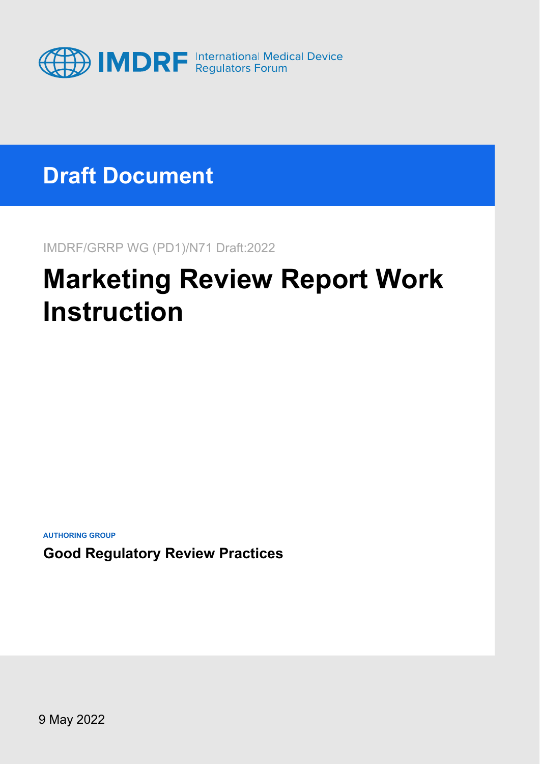IMDRF International Medical Device Regulators Forum

## Draft Document

IMDRF/GRRP WG (PD1)/N71 Draft:2022

# Marketing Review Report Work Instruction

**AUTHORING GROUP**

**Good Regulatory Review Practices**

9 May 2022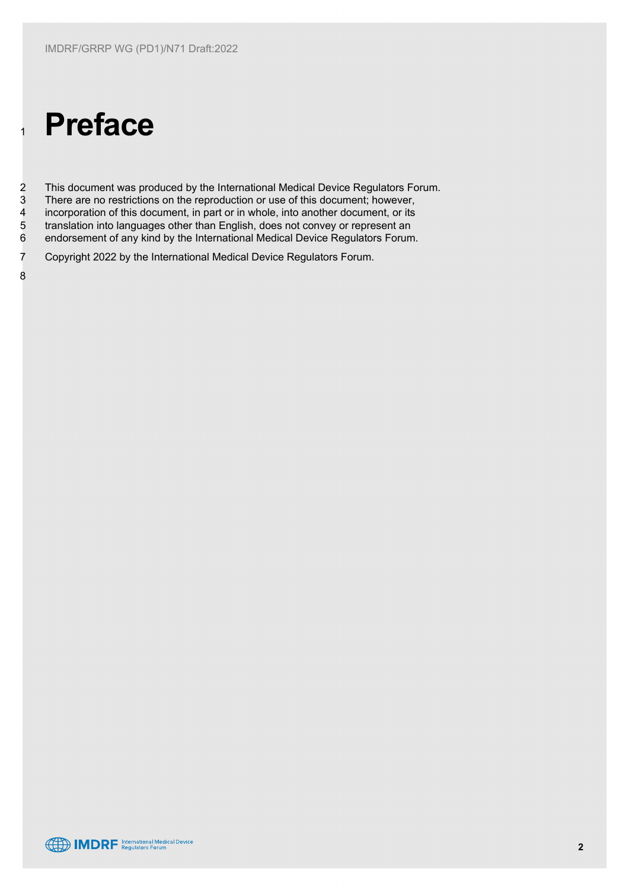# Preface

This document was produced by the International Medical Device Regulators Forum. There are no restrictions on the reproduction or use of this document; however, incorporation of this document, in part or in whole, into another document, or its translation into languages other than English, does not convey or represent an endorsement of any kind by the International Medical Device Regulators Forum.

Copyright 2022 by the International Medical Device Regulators Forum.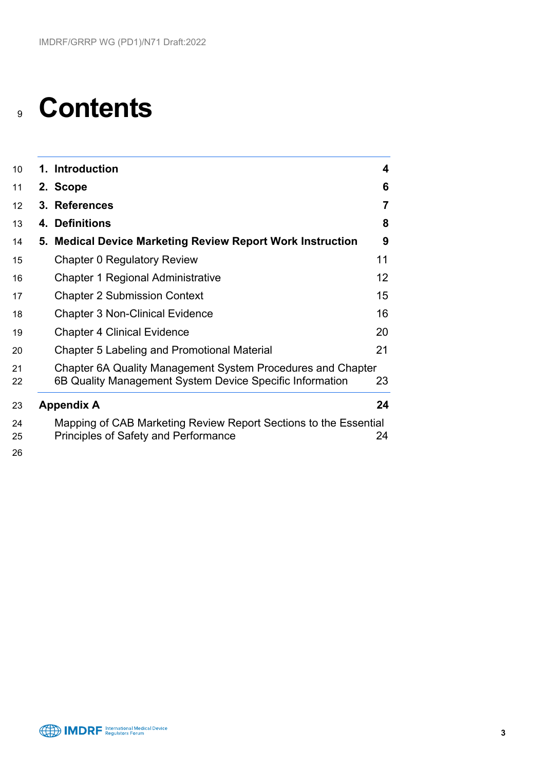# Contents

| | |
|---|---|
| **1. Introduction** | **4** |
| **2. Scope** | **6** |
| **3. References** | **7** |
| **4. Definitions** | **8** |
| **5. Medical Device Marketing Review Report Work Instruction** | **9** |
| Chapter 0 Regulatory Review | 11 |
| Chapter 1 Regional Administrative | 12 |
| Chapter 2 Submission Context | 15 |
| Chapter 3 Non-Clinical Evidence | 16 |
| Chapter 4 Clinical Evidence | 20 |
| Chapter 5 Labeling and Promotional Material | 21 |
| Chapter 6A Quality Management System Procedures and Chapter 6B Quality Management System Device Specific Information | 23 |
| **Appendix A** | **24** |
| Mapping of CAB Marketing Review Report Sections to the Essential Principles of Safety and Performance | 24 |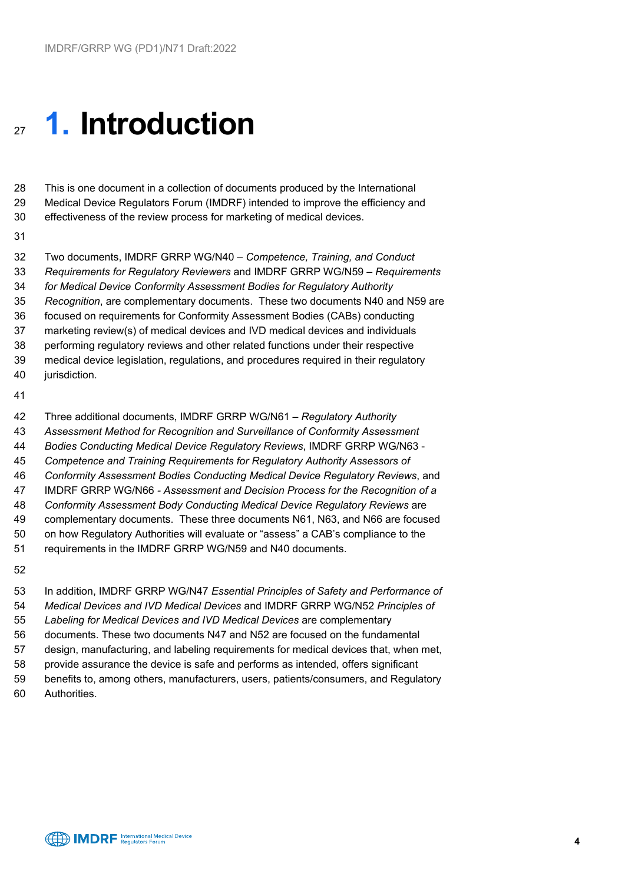# 1. Introduction

This is one document in a collection of documents produced by the International Medical Device Regulators Forum (IMDRF) intended to improve the efficiency and effectiveness of the review process for marketing of medical devices.

Two documents, IMDRF GRRP WG/N40 – *Competence, Training, and Conduct Requirements for Regulatory Reviewers* and IMDRF GRRP WG/N59 – *Requirements for Medical Device Conformity Assessment Bodies for Regulatory Authority Recognition*, are complementary documents. These two documents N40 and N59 are focused on requirements for Conformity Assessment Bodies (CABs) conducting marketing review(s) of medical devices and IVD medical devices and individuals performing regulatory reviews and other related functions under their respective medical device legislation, regulations, and procedures required in their regulatory jurisdiction.

Three additional documents, IMDRF GRRP WG/N61 – *Regulatory Authority Assessment Method for Recognition and Surveillance of Conformity Assessment Bodies Conducting Medical Device Regulatory Reviews*, IMDRF GRRP WG/N63 - *Competence and Training Requirements for Regulatory Authority Assessors of Conformity Assessment Bodies Conducting Medical Device Regulatory Reviews*, and IMDRF GRRP WG/N66 - *Assessment and Decision Process for the Recognition of a Conformity Assessment Body Conducting Medical Device Regulatory Reviews* are complementary documents. These three documents N61, N63, and N66 are focused on how Regulatory Authorities will evaluate or "assess" a CAB's compliance to the requirements in the IMDRF GRRP WG/N59 and N40 documents.

In addition, IMDRF GRRP WG/N47 *Essential Principles of Safety and Performance of Medical Devices and IVD Medical Devices* and IMDRF GRRP WG/N52 *Principles of Labeling for Medical Devices and IVD Medical Devices* are complementary documents. These two documents N47 and N52 are focused on the fundamental design, manufacturing, and labeling requirements for medical devices that, when met, provide assurance the device is safe and performs as intended, offers significant benefits to, among others, manufacturers, users, patients/consumers, and Regulatory Authorities.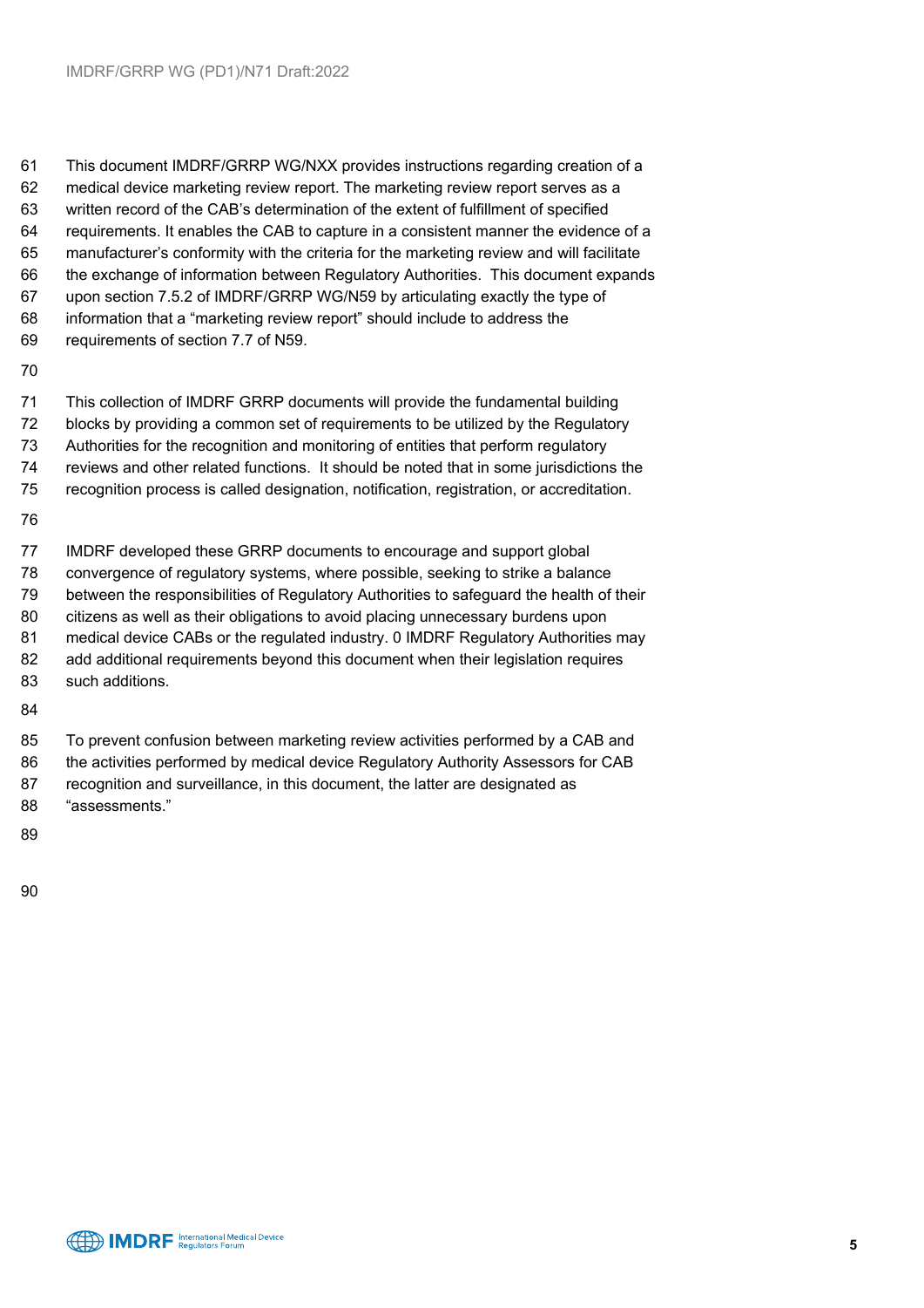This document IMDRF/GRRP WG/NXX provides instructions regarding creation of a medical device marketing review report. The marketing review report serves as a written record of the CAB's determination of the extent of fulfillment of specified requirements. It enables the CAB to capture in a consistent manner the evidence of a manufacturer's conformity with the criteria for the marketing review and will facilitate the exchange of information between Regulatory Authorities. This document expands upon section 7.5.2 of IMDRF/GRRP WG/N59 by articulating exactly the type of information that a "marketing review report" should include to address the requirements of section 7.7 of N59.

This collection of IMDRF GRRP documents will provide the fundamental building blocks by providing a common set of requirements to be utilized by the Regulatory Authorities for the recognition and monitoring of entities that perform regulatory reviews and other related functions. It should be noted that in some jurisdictions the recognition process is called designation, notification, registration, or accreditation.

IMDRF developed these GRRP documents to encourage and support global convergence of regulatory systems, where possible, seeking to strike a balance between the responsibilities of Regulatory Authorities to safeguard the health of their citizens as well as their obligations to avoid placing unnecessary burdens upon medical device CABs or the regulated industry. 0 IMDRF Regulatory Authorities may add additional requirements beyond this document when their legislation requires such additions.

To prevent confusion between marketing review activities performed by a CAB and the activities performed by medical device Regulatory Authority Assessors for CAB recognition and surveillance, in this document, the latter are designated as "assessments."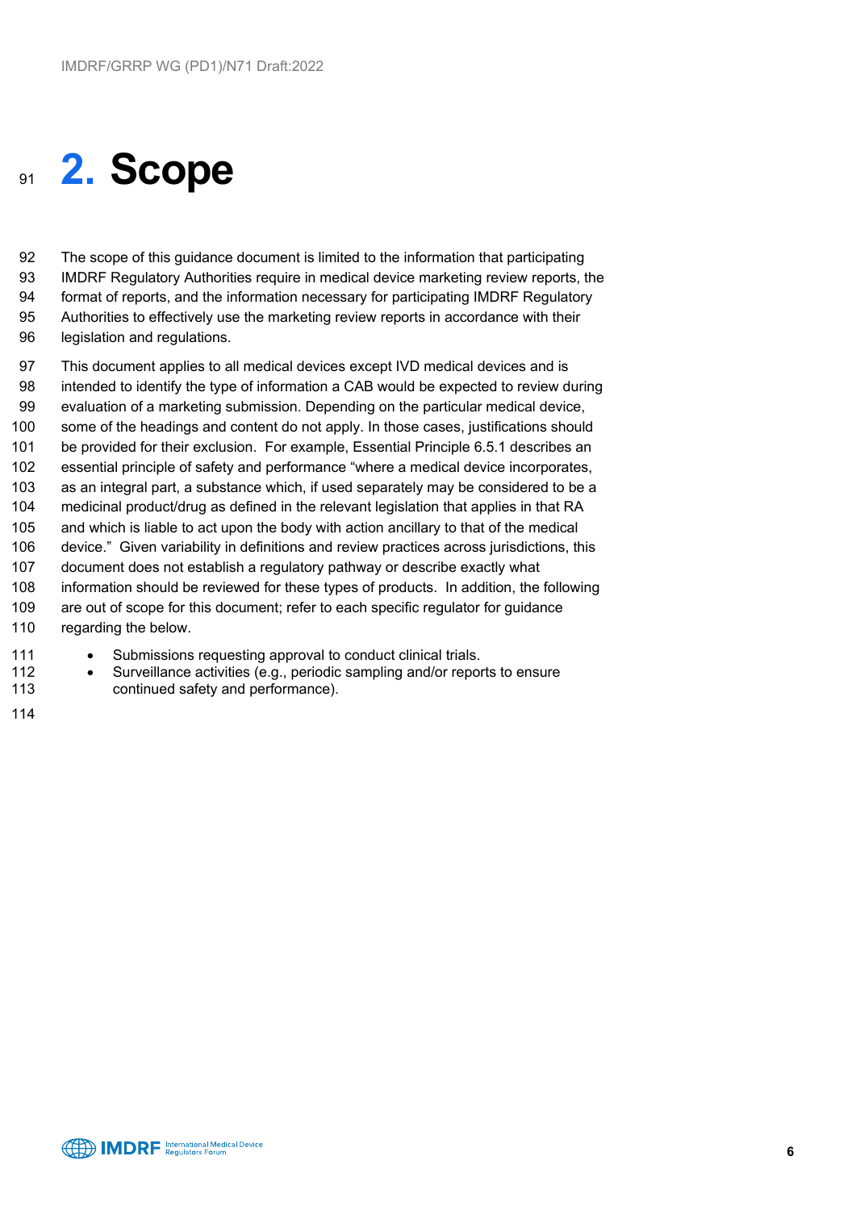# 2. Scope

The scope of this guidance document is limited to the information that participating IMDRF Regulatory Authorities require in medical device marketing review reports, the format of reports, and the information necessary for participating IMDRF Regulatory Authorities to effectively use the marketing review reports in accordance with their legislation and regulations.

This document applies to all medical devices except IVD medical devices and is intended to identify the type of information a CAB would be expected to review during evaluation of a marketing submission. Depending on the particular medical device, some of the headings and content do not apply. In those cases, justifications should be provided for their exclusion. For example, Essential Principle 6.5.1 describes an essential principle of safety and performance "where a medical device incorporates, as an integral part, a substance which, if used separately may be considered to be a medicinal product/drug as defined in the relevant legislation that applies in that RA and which is liable to act upon the body with action ancillary to that of the medical device." Given variability in definitions and review practices across jurisdictions, this document does not establish a regulatory pathway or describe exactly what information should be reviewed for these types of products. In addition, the following are out of scope for this document; refer to each specific regulator for guidance regarding the below.

- Submissions requesting approval to conduct clinical trials.
- Surveillance activities (e.g., periodic sampling and/or reports to ensure continued safety and performance).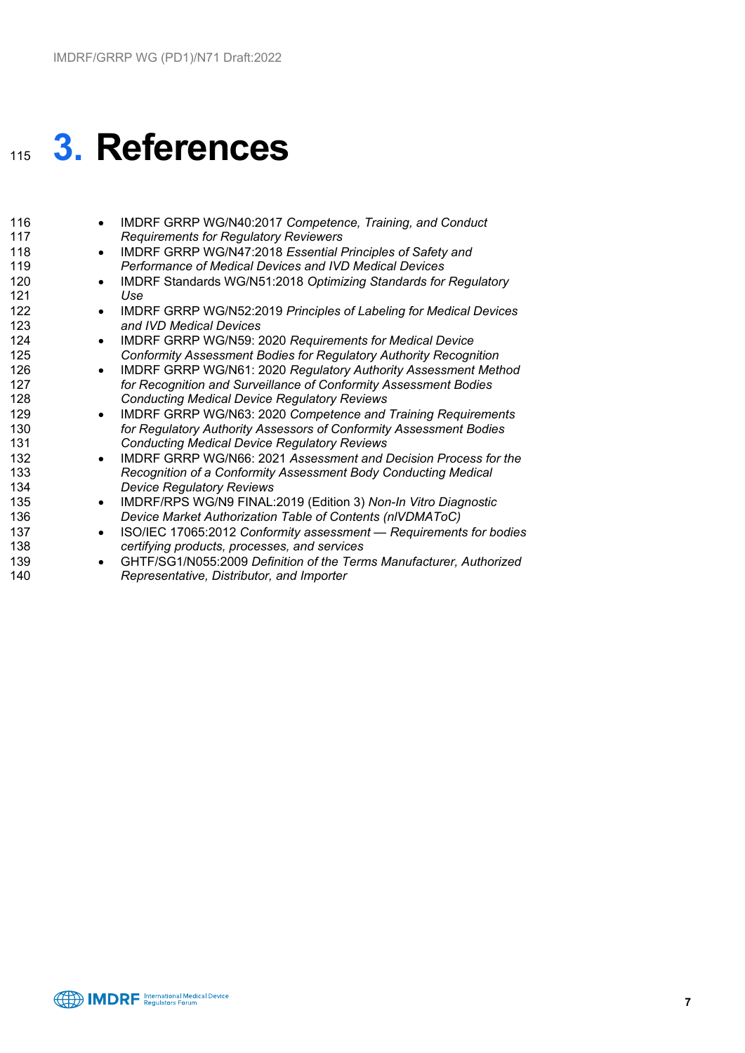# 3. References

- IMDRF GRRP WG/N40:2017 *Competence, Training, and Conduct Requirements for Regulatory Reviewers*
- IMDRF GRRP WG/N47:2018 *Essential Principles of Safety and Performance of Medical Devices and IVD Medical Devices*
- IMDRF Standards WG/N51:2018 *Optimizing Standards for Regulatory Use*
- IMDRF GRRP WG/N52:2019 *Principles of Labeling for Medical Devices and IVD Medical Devices*
- IMDRF GRRP WG/N59: 2020 *Requirements for Medical Device Conformity Assessment Bodies for Regulatory Authority Recognition*
- IMDRF GRRP WG/N61: 2020 *Regulatory Authority Assessment Method for Recognition and Surveillance of Conformity Assessment Bodies Conducting Medical Device Regulatory Reviews*
- IMDRF GRRP WG/N63: 2020 *Competence and Training Requirements for Regulatory Authority Assessors of Conformity Assessment Bodies Conducting Medical Device Regulatory Reviews*
- IMDRF GRRP WG/N66: 2021 *Assessment and Decision Process for the Recognition of a Conformity Assessment Body Conducting Medical Device Regulatory Reviews*
- IMDRF/RPS WG/N9 FINAL:2019 (Edition 3) *Non-In Vitro Diagnostic Device Market Authorization Table of Contents (nIVDMAToC)*
- ISO/IEC 17065:2012 *Conformity assessment — Requirements for bodies certifying products, processes, and services*
- GHTF/SG1/N055:2009 *Definition of the Terms Manufacturer, Authorized Representative, Distributor, and Importer*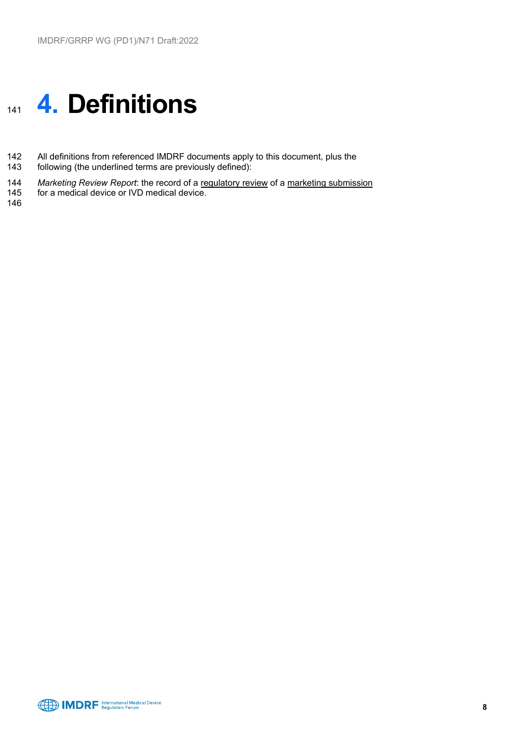# 4. Definitions

All definitions from referenced IMDRF documents apply to this document, plus the following (the underlined terms are previously defined):

*Marketing Review Report*: the record of a <u>regulatory review</u> of a <u>marketing submission</u> for a medical device or IVD medical device.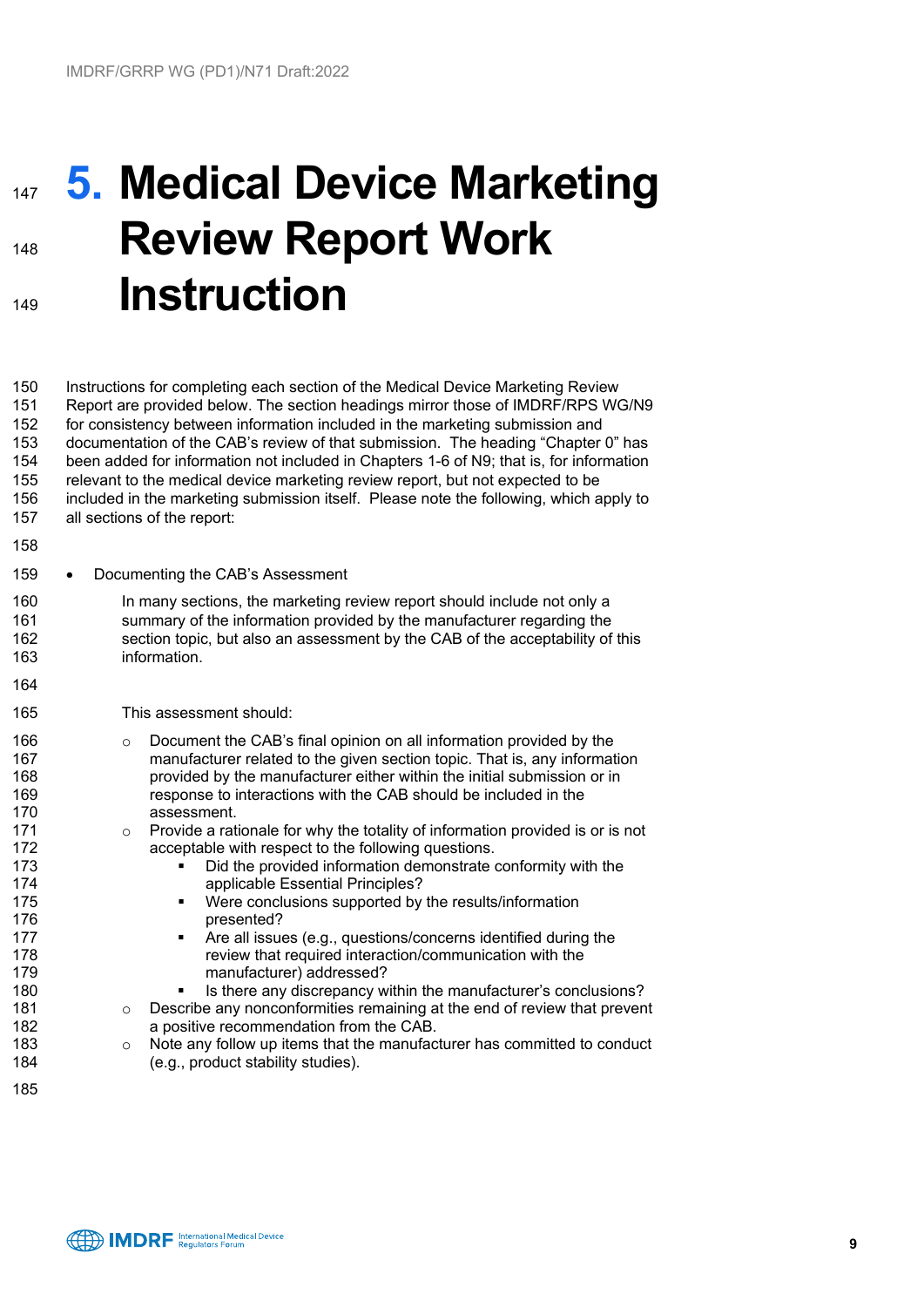# 5. Medical Device Marketing Review Report Work Instruction

Instructions for completing each section of the Medical Device Marketing Review Report are provided below. The section headings mirror those of IMDRF/RPS WG/N9 for consistency between information included in the marketing submission and documentation of the CAB's review of that submission. The heading "Chapter 0" has been added for information not included in Chapters 1-6 of N9; that is, for information relevant to the medical device marketing review report, but not expected to be included in the marketing submission itself. Please note the following, which apply to all sections of the report:

- Documenting the CAB's Assessment

  In many sections, the marketing review report should include not only a summary of the information provided by the manufacturer regarding the section topic, but also an assessment by the CAB of the acceptability of this information.

  This assessment should:

  - Document the CAB's final opinion on all information provided by the manufacturer related to the given section topic. That is, any information provided by the manufacturer either within the initial submission or in response to interactions with the CAB should be included in the assessment.
  - Provide a rationale for why the totality of information provided is or is not acceptable with respect to the following questions.
    - Did the provided information demonstrate conformity with the applicable Essential Principles?
    - Were conclusions supported by the results/information presented?
    - Are all issues (e.g., questions/concerns identified during the review that required interaction/communication with the manufacturer) addressed?
    - Is there any discrepancy within the manufacturer's conclusions?
  - Describe any nonconformities remaining at the end of review that prevent a positive recommendation from the CAB.
  - Note any follow up items that the manufacturer has committed to conduct (e.g., product stability studies).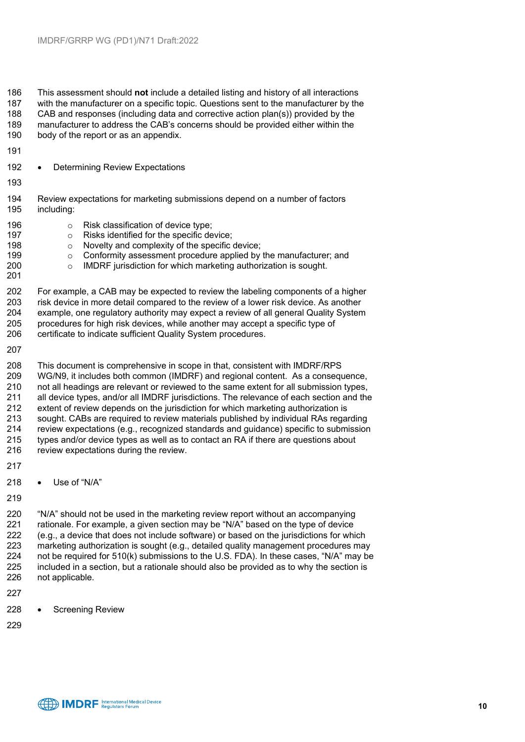This assessment should **not** include a detailed listing and history of all interactions with the manufacturer on a specific topic. Questions sent to the manufacturer by the CAB and responses (including data and corrective action plan(s)) provided by the manufacturer to address the CAB's concerns should be provided either within the body of the report or as an appendix.

- Determining Review Expectations

Review expectations for marketing submissions depend on a number of factors including:

  - Risk classification of device type;
  - Risks identified for the specific device;
  - Novelty and complexity of the specific device;
  - Conformity assessment procedure applied by the manufacturer; and
  - IMDRF jurisdiction for which marketing authorization is sought.

For example, a CAB may be expected to review the labeling components of a higher risk device in more detail compared to the review of a lower risk device. As another example, one regulatory authority may expect a review of all general Quality System procedures for high risk devices, while another may accept a specific type of certificate to indicate sufficient Quality System procedures.

This document is comprehensive in scope in that, consistent with IMDRF/RPS WG/N9, it includes both common (IMDRF) and regional content. As a consequence, not all headings are relevant or reviewed to the same extent for all submission types, all device types, and/or all IMDRF jurisdictions. The relevance of each section and the extent of review depends on the jurisdiction for which marketing authorization is sought. CABs are required to review materials published by individual RAs regarding review expectations (e.g., recognized standards and guidance) specific to submission types and/or device types as well as to contact an RA if there are questions about review expectations during the review.

- Use of "N/A"

"N/A" should not be used in the marketing review report without an accompanying rationale. For example, a given section may be "N/A" based on the type of device (e.g., a device that does not include software) or based on the jurisdictions for which marketing authorization is sought (e.g., detailed quality management procedures may not be required for 510(k) submissions to the U.S. FDA). In these cases, "N/A" may be included in a section, but a rationale should also be provided as to why the section is not applicable.

- Screening Review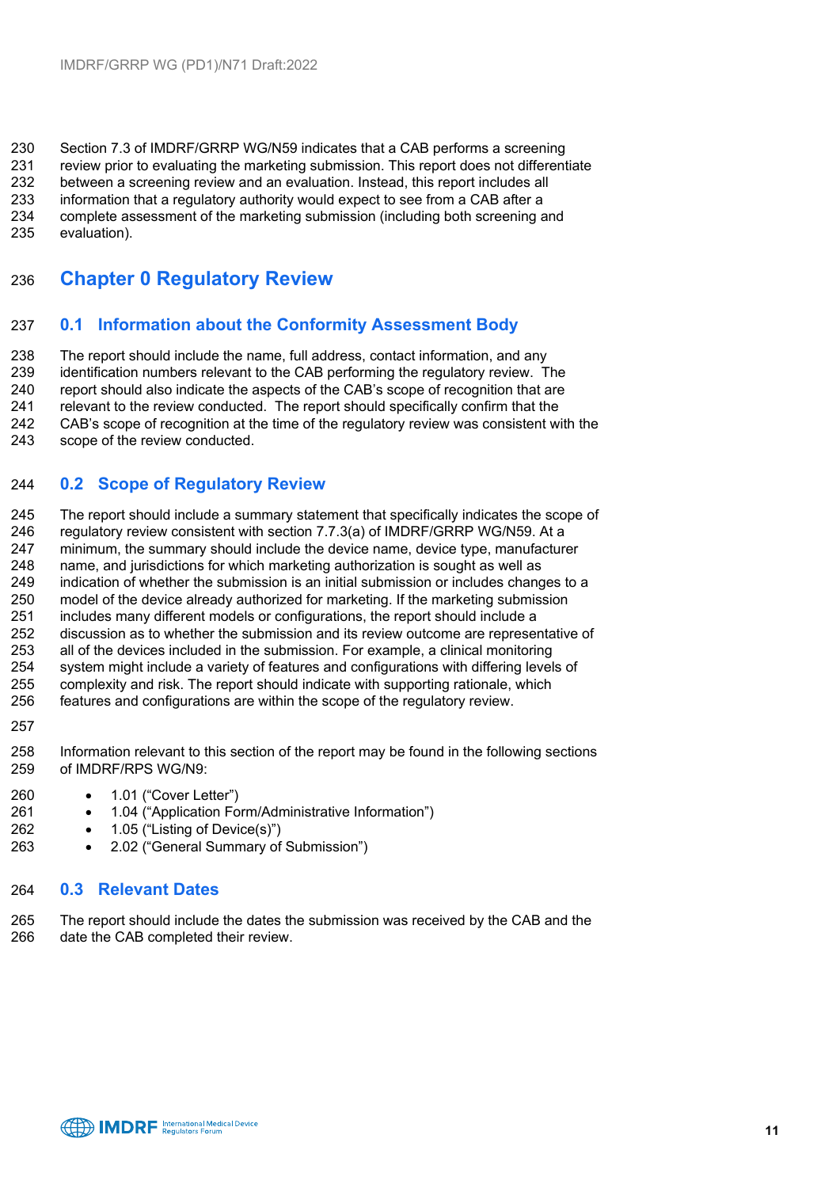Section 7.3 of IMDRF/GRRP WG/N59 indicates that a CAB performs a screening review prior to evaluating the marketing submission. This report does not differentiate between a screening review and an evaluation. Instead, this report includes all information that a regulatory authority would expect to see from a CAB after a complete assessment of the marketing submission (including both screening and evaluation).

# Chapter 0 Regulatory Review

## 0.1 Information about the Conformity Assessment Body

The report should include the name, full address, contact information, and any identification numbers relevant to the CAB performing the regulatory review. The report should also indicate the aspects of the CAB's scope of recognition that are relevant to the review conducted. The report should specifically confirm that the CAB's scope of recognition at the time of the regulatory review was consistent with the scope of the review conducted.

## 0.2 Scope of Regulatory Review

The report should include a summary statement that specifically indicates the scope of regulatory review consistent with section 7.7.3(a) of IMDRF/GRRP WG/N59. At a minimum, the summary should include the device name, device type, manufacturer name, and jurisdictions for which marketing authorization is sought as well as indication of whether the submission is an initial submission or includes changes to a model of the device already authorized for marketing. If the marketing submission includes many different models or configurations, the report should include a discussion as to whether the submission and its review outcome are representative of all of the devices included in the submission. For example, a clinical monitoring system might include a variety of features and configurations with differing levels of complexity and risk. The report should indicate with supporting rationale, which features and configurations are within the scope of the regulatory review.

Information relevant to this section of the report may be found in the following sections of IMDRF/RPS WG/N9:

- 1.01 ("Cover Letter")
- 1.04 ("Application Form/Administrative Information")
- 1.05 ("Listing of Device(s)")
- 2.02 ("General Summary of Submission")

## 0.3 Relevant Dates

The report should include the dates the submission was received by the CAB and the date the CAB completed their review.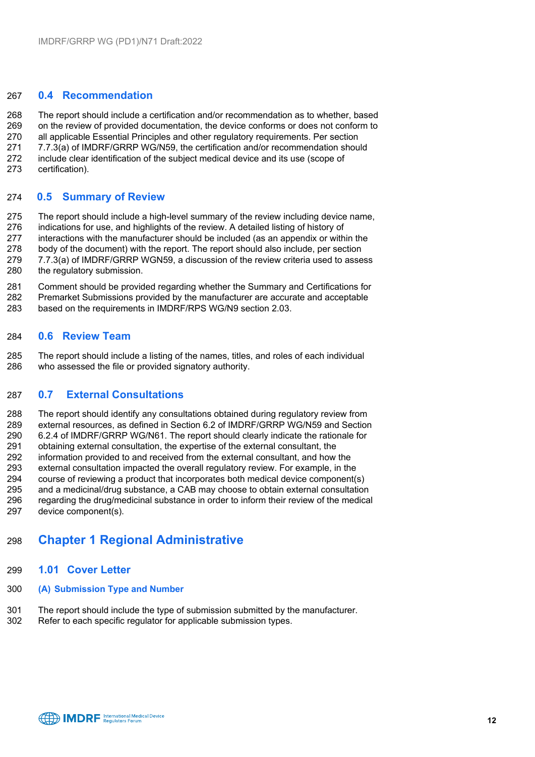## 0.4 Recommendation

The report should include a certification and/or recommendation as to whether, based on the review of provided documentation, the device conforms or does not conform to all applicable Essential Principles and other regulatory requirements. Per section 7.7.3(a) of IMDRF/GRRP WG/N59, the certification and/or recommendation should include clear identification of the subject medical device and its use (scope of certification).

## 0.5 Summary of Review

The report should include a high-level summary of the review including device name, indications for use, and highlights of the review. A detailed listing of history of interactions with the manufacturer should be included (as an appendix or within the body of the document) with the report. The report should also include, per section 7.7.3(a) of IMDRF/GRRP WGN59, a discussion of the review criteria used to assess the regulatory submission.

Comment should be provided regarding whether the Summary and Certifications for Premarket Submissions provided by the manufacturer are accurate and acceptable based on the requirements in IMDRF/RPS WG/N9 section 2.03.

## 0.6 Review Team

The report should include a listing of the names, titles, and roles of each individual who assessed the file or provided signatory authority.

## 0.7 External Consultations

The report should identify any consultations obtained during regulatory review from external resources, as defined in Section 6.2 of IMDRF/GRRP WG/N59 and Section 6.2.4 of IMDRF/GRRP WG/N61. The report should clearly indicate the rationale for obtaining external consultation, the expertise of the external consultant, the information provided to and received from the external consultant, and how the external consultation impacted the overall regulatory review. For example, in the course of reviewing a product that incorporates both medical device component(s) and a medicinal/drug substance, a CAB may choose to obtain external consultation regarding the drug/medicinal substance in order to inform their review of the medical device component(s).

# Chapter 1 Regional Administrative

## 1.01 Cover Letter

### (A) Submission Type and Number

The report should include the type of submission submitted by the manufacturer. Refer to each specific regulator for applicable submission types.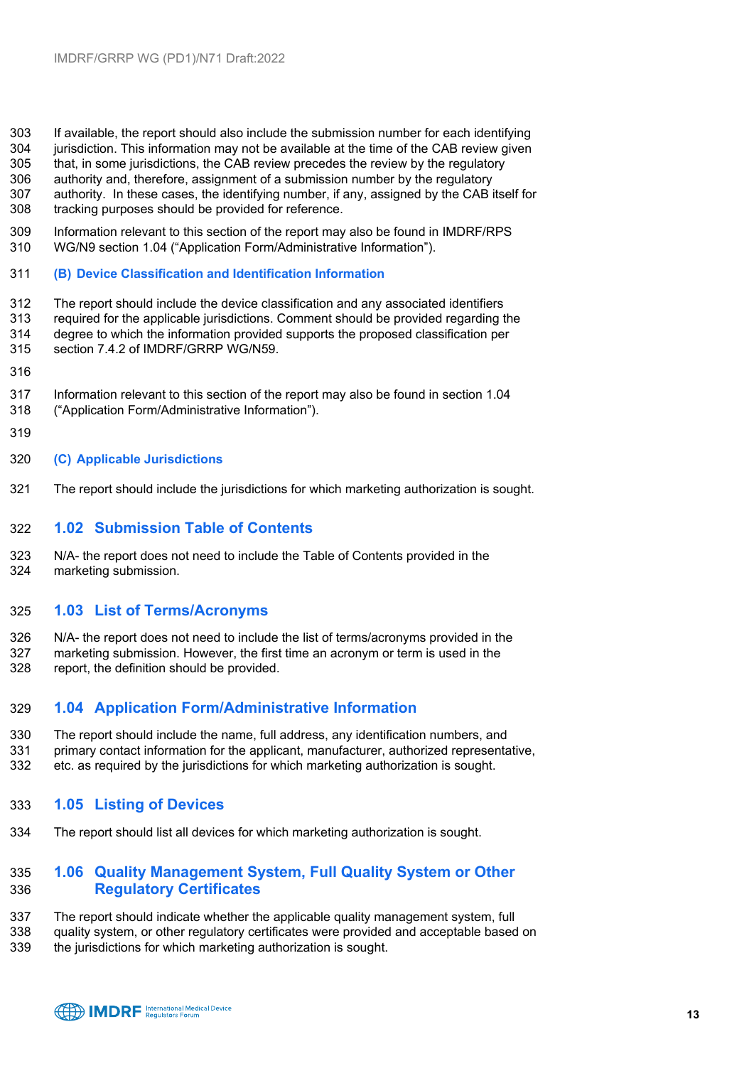If available, the report should also include the submission number for each identifying jurisdiction. This information may not be available at the time of the CAB review given that, in some jurisdictions, the CAB review precedes the review by the regulatory authority and, therefore, assignment of a submission number by the regulatory authority. In these cases, the identifying number, if any, assigned by the CAB itself for tracking purposes should be provided for reference.

Information relevant to this section of the report may also be found in IMDRF/RPS WG/N9 section 1.04 ("Application Form/Administrative Information").

#### (B) Device Classification and Identification Information

The report should include the device classification and any associated identifiers required for the applicable jurisdictions. Comment should be provided regarding the degree to which the information provided supports the proposed classification per section 7.4.2 of IMDRF/GRRP WG/N59.

Information relevant to this section of the report may also be found in section 1.04 ("Application Form/Administrative Information").

#### (C) Applicable Jurisdictions

The report should include the jurisdictions for which marketing authorization is sought.

### 1.02 Submission Table of Contents

N/A- the report does not need to include the Table of Contents provided in the marketing submission.

### 1.03 List of Terms/Acronyms

N/A- the report does not need to include the list of terms/acronyms provided in the marketing submission. However, the first time an acronym or term is used in the report, the definition should be provided.

### 1.04 Application Form/Administrative Information

The report should include the name, full address, any identification numbers, and primary contact information for the applicant, manufacturer, authorized representative, etc. as required by the jurisdictions for which marketing authorization is sought.

### 1.05 Listing of Devices

The report should list all devices for which marketing authorization is sought.

### 1.06 Quality Management System, Full Quality System or Other Regulatory Certificates

The report should indicate whether the applicable quality management system, full quality system, or other regulatory certificates were provided and acceptable based on the jurisdictions for which marketing authorization is sought.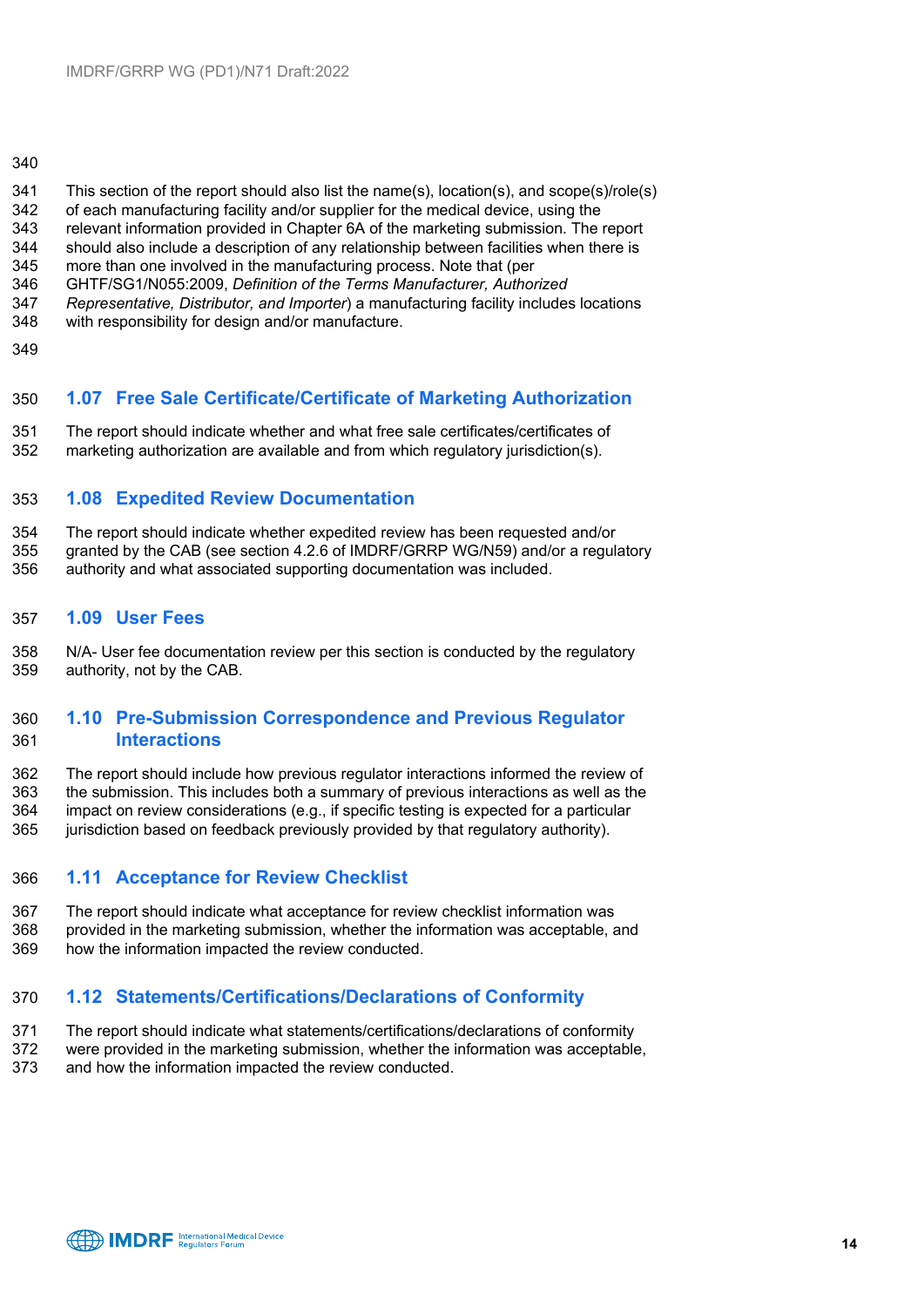This section of the report should also list the name(s), location(s), and scope(s)/role(s) of each manufacturing facility and/or supplier for the medical device, using the relevant information provided in Chapter 6A of the marketing submission. The report should also include a description of any relationship between facilities when there is more than one involved in the manufacturing process. Note that (per GHTF/SG1/N055:2009, *Definition of the Terms Manufacturer, Authorized Representative, Distributor, and Importer*) a manufacturing facility includes locations with responsibility for design and/or manufacture.

## 1.07 Free Sale Certificate/Certificate of Marketing Authorization

The report should indicate whether and what free sale certificates/certificates of marketing authorization are available and from which regulatory jurisdiction(s).

## 1.08 Expedited Review Documentation

The report should indicate whether expedited review has been requested and/or granted by the CAB (see section 4.2.6 of IMDRF/GRRP WG/N59) and/or a regulatory authority and what associated supporting documentation was included.

## 1.09 User Fees

N/A- User fee documentation review per this section is conducted by the regulatory authority, not by the CAB.

## 1.10 Pre-Submission Correspondence and Previous Regulator Interactions

The report should include how previous regulator interactions informed the review of the submission. This includes both a summary of previous interactions as well as the impact on review considerations (e.g., if specific testing is expected for a particular jurisdiction based on feedback previously provided by that regulatory authority).

## 1.11 Acceptance for Review Checklist

The report should indicate what acceptance for review checklist information was provided in the marketing submission, whether the information was acceptable, and how the information impacted the review conducted.

## 1.12 Statements/Certifications/Declarations of Conformity

The report should indicate what statements/certifications/declarations of conformity were provided in the marketing submission, whether the information was acceptable, and how the information impacted the review conducted.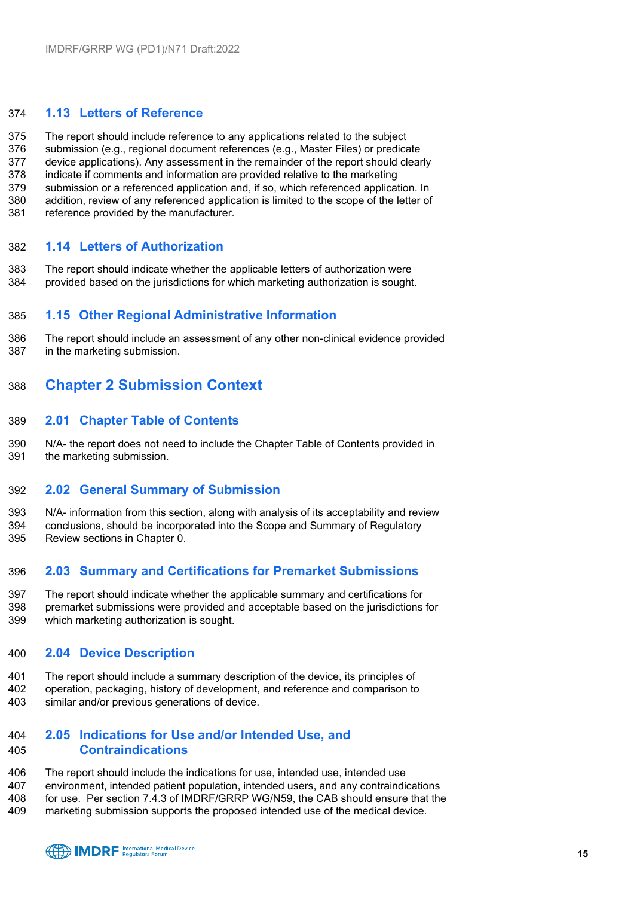### 1.13 Letters of Reference

The report should include reference to any applications related to the subject submission (e.g., regional document references (e.g., Master Files) or predicate device applications). Any assessment in the remainder of the report should clearly indicate if comments and information are provided relative to the marketing submission or a referenced application and, if so, which referenced application. In addition, review of any referenced application is limited to the scope of the letter of reference provided by the manufacturer.

### 1.14 Letters of Authorization

The report should indicate whether the applicable letters of authorization were provided based on the jurisdictions for which marketing authorization is sought.

### 1.15 Other Regional Administrative Information

The report should include an assessment of any other non-clinical evidence provided in the marketing submission.

## Chapter 2 Submission Context

### 2.01 Chapter Table of Contents

N/A- the report does not need to include the Chapter Table of Contents provided in the marketing submission.

### 2.02 General Summary of Submission

N/A- information from this section, along with analysis of its acceptability and review conclusions, should be incorporated into the Scope and Summary of Regulatory Review sections in Chapter 0.

### 2.03 Summary and Certifications for Premarket Submissions

The report should indicate whether the applicable summary and certifications for premarket submissions were provided and acceptable based on the jurisdictions for which marketing authorization is sought.

### 2.04 Device Description

The report should include a summary description of the device, its principles of operation, packaging, history of development, and reference and comparison to similar and/or previous generations of device.

### 2.05 Indications for Use and/or Intended Use, and Contraindications

The report should include the indications for use, intended use, intended use environment, intended patient population, intended users, and any contraindications for use. Per section 7.4.3 of IMDRF/GRRP WG/N59, the CAB should ensure that the marketing submission supports the proposed intended use of the medical device.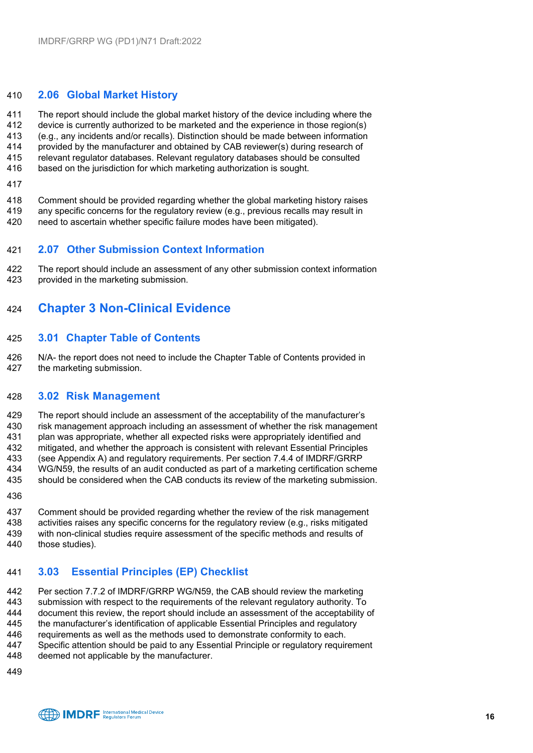### 2.06 Global Market History

The report should include the global market history of the device including where the device is currently authorized to be marketed and the experience in those region(s) (e.g., any incidents and/or recalls). Distinction should be made between information provided by the manufacturer and obtained by CAB reviewer(s) during research of relevant regulator databases. Relevant regulatory databases should be consulted based on the jurisdiction for which marketing authorization is sought.

Comment should be provided regarding whether the global marketing history raises any specific concerns for the regulatory review (e.g., previous recalls may result in need to ascertain whether specific failure modes have been mitigated).

### 2.07 Other Submission Context Information

The report should include an assessment of any other submission context information provided in the marketing submission.

## Chapter 3 Non-Clinical Evidence

### 3.01 Chapter Table of Contents

N/A- the report does not need to include the Chapter Table of Contents provided in the marketing submission.

### 3.02 Risk Management

The report should include an assessment of the acceptability of the manufacturer's risk management approach including an assessment of whether the risk management plan was appropriate, whether all expected risks were appropriately identified and mitigated, and whether the approach is consistent with relevant Essential Principles (see Appendix A) and regulatory requirements. Per section 7.4.4 of IMDRF/GRRP WG/N59, the results of an audit conducted as part of a marketing certification scheme should be considered when the CAB conducts its review of the marketing submission.

Comment should be provided regarding whether the review of the risk management activities raises any specific concerns for the regulatory review (e.g., risks mitigated with non-clinical studies require assessment of the specific methods and results of those studies).

### 3.03 Essential Principles (EP) Checklist

Per section 7.7.2 of IMDRF/GRRP WG/N59, the CAB should review the marketing submission with respect to the requirements of the relevant regulatory authority. To document this review, the report should include an assessment of the acceptability of the manufacturer's identification of applicable Essential Principles and regulatory requirements as well as the methods used to demonstrate conformity to each. Specific attention should be paid to any Essential Principle or regulatory requirement deemed not applicable by the manufacturer.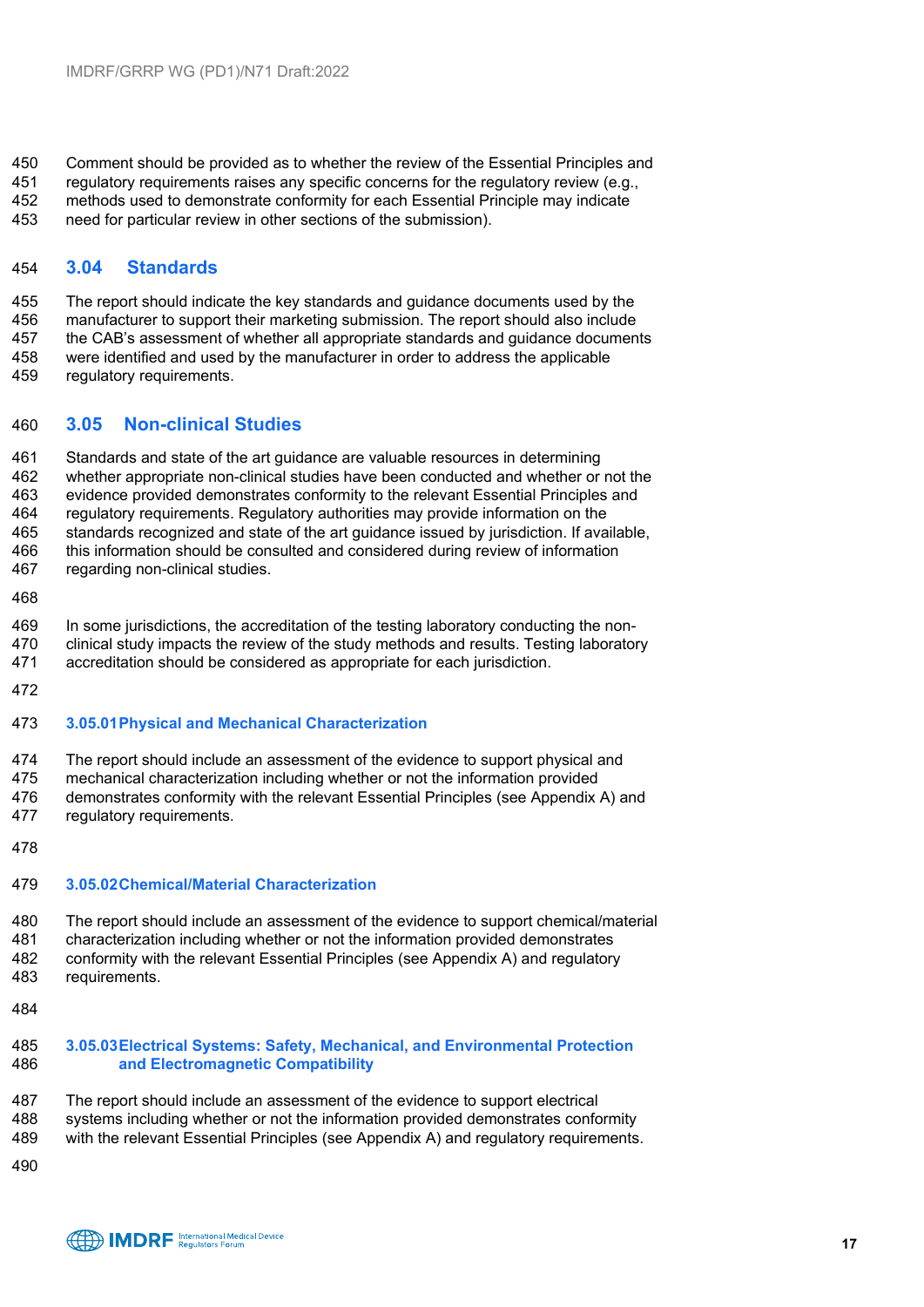Comment should be provided as to whether the review of the Essential Principles and regulatory requirements raises any specific concerns for the regulatory review (e.g., methods used to demonstrate conformity for each Essential Principle may indicate need for particular review in other sections of the submission).

## 3.04 Standards

The report should indicate the key standards and guidance documents used by the manufacturer to support their marketing submission. The report should also include the CAB's assessment of whether all appropriate standards and guidance documents were identified and used by the manufacturer in order to address the applicable regulatory requirements.

## 3.05 Non-clinical Studies

Standards and state of the art guidance are valuable resources in determining whether appropriate non-clinical studies have been conducted and whether or not the evidence provided demonstrates conformity to the relevant Essential Principles and regulatory requirements. Regulatory authorities may provide information on the standards recognized and state of the art guidance issued by jurisdiction. If available, this information should be consulted and considered during review of information regarding non-clinical studies.

In some jurisdictions, the accreditation of the testing laboratory conducting the non-clinical study impacts the review of the study methods and results. Testing laboratory accreditation should be considered as appropriate for each jurisdiction.

### 3.05.01 Physical and Mechanical Characterization

The report should include an assessment of the evidence to support physical and mechanical characterization including whether or not the information provided demonstrates conformity with the relevant Essential Principles (see Appendix A) and regulatory requirements.

### 3.05.02 Chemical/Material Characterization

The report should include an assessment of the evidence to support chemical/material characterization including whether or not the information provided demonstrates conformity with the relevant Essential Principles (see Appendix A) and regulatory requirements.

### 3.05.03 Electrical Systems: Safety, Mechanical, and Environmental Protection and Electromagnetic Compatibility

The report should include an assessment of the evidence to support electrical systems including whether or not the information provided demonstrates conformity with the relevant Essential Principles (see Appendix A) and regulatory requirements.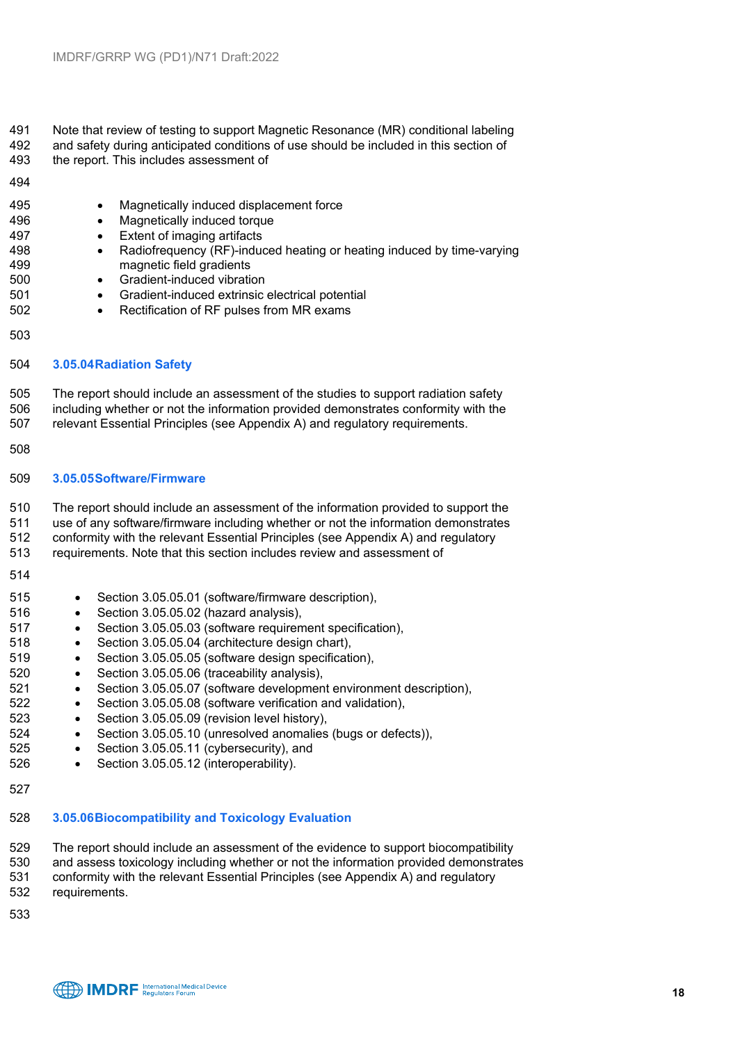Note that review of testing to support Magnetic Resonance (MR) conditional labeling and safety during anticipated conditions of use should be included in this section of the report. This includes assessment of

- Magnetically induced displacement force
- Magnetically induced torque
- Extent of imaging artifacts
- Radiofrequency (RF)-induced heating or heating induced by time-varying magnetic field gradients
- Gradient-induced vibration
- Gradient-induced extrinsic electrical potential
- Rectification of RF pulses from MR exams

### 3.05.04 Radiation Safety

The report should include an assessment of the studies to support radiation safety including whether or not the information provided demonstrates conformity with the relevant Essential Principles (see Appendix A) and regulatory requirements.

### 3.05.05 Software/Firmware

The report should include an assessment of the information provided to support the use of any software/firmware including whether or not the information demonstrates conformity with the relevant Essential Principles (see Appendix A) and regulatory requirements. Note that this section includes review and assessment of

- Section 3.05.05.01 (software/firmware description),
- Section 3.05.05.02 (hazard analysis),
- Section 3.05.05.03 (software requirement specification),
- Section 3.05.05.04 (architecture design chart),
- Section 3.05.05.05 (software design specification),
- Section 3.05.05.06 (traceability analysis),
- Section 3.05.05.07 (software development environment description),
- Section 3.05.05.08 (software verification and validation),
- Section 3.05.05.09 (revision level history),
- Section 3.05.05.10 (unresolved anomalies (bugs or defects)),
- Section 3.05.05.11 (cybersecurity), and
- Section 3.05.05.12 (interoperability).

### 3.05.06 Biocompatibility and Toxicology Evaluation

The report should include an assessment of the evidence to support biocompatibility and assess toxicology including whether or not the information provided demonstrates conformity with the relevant Essential Principles (see Appendix A) and regulatory requirements.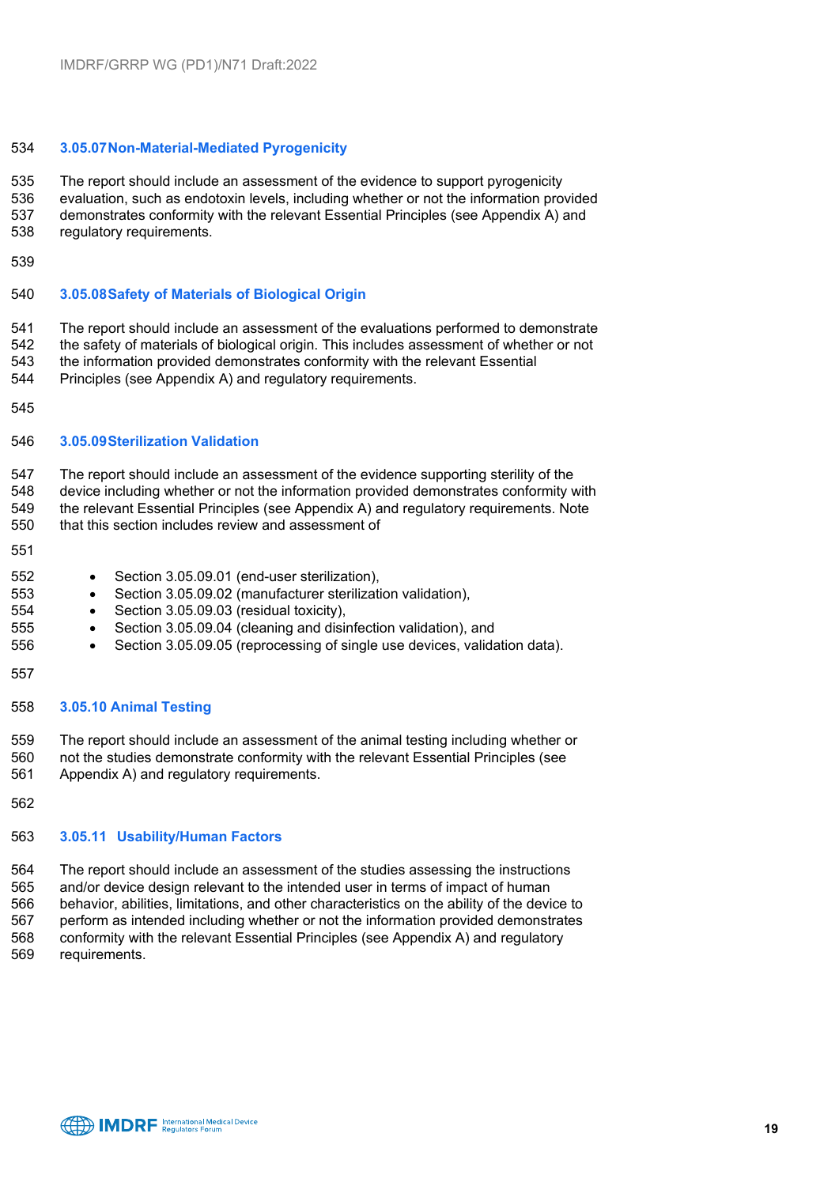### 3.05.07 Non-Material-Mediated Pyrogenicity

The report should include an assessment of the evidence to support pyrogenicity evaluation, such as endotoxin levels, including whether or not the information provided demonstrates conformity with the relevant Essential Principles (see Appendix A) and regulatory requirements.

### 3.05.08 Safety of Materials of Biological Origin

The report should include an assessment of the evaluations performed to demonstrate the safety of materials of biological origin. This includes assessment of whether or not the information provided demonstrates conformity with the relevant Essential Principles (see Appendix A) and regulatory requirements.

### 3.05.09 Sterilization Validation

The report should include an assessment of the evidence supporting sterility of the device including whether or not the information provided demonstrates conformity with the relevant Essential Principles (see Appendix A) and regulatory requirements. Note that this section includes review and assessment of

- Section 3.05.09.01 (end-user sterilization),
- Section 3.05.09.02 (manufacturer sterilization validation),
- Section 3.05.09.03 (residual toxicity),
- Section 3.05.09.04 (cleaning and disinfection validation), and
- Section 3.05.09.05 (reprocessing of single use devices, validation data).

### 3.05.10 Animal Testing

The report should include an assessment of the animal testing including whether or not the studies demonstrate conformity with the relevant Essential Principles (see Appendix A) and regulatory requirements.

### 3.05.11 Usability/Human Factors

The report should include an assessment of the studies assessing the instructions and/or device design relevant to the intended user in terms of impact of human behavior, abilities, limitations, and other characteristics on the ability of the device to perform as intended including whether or not the information provided demonstrates conformity with the relevant Essential Principles (see Appendix A) and regulatory requirements.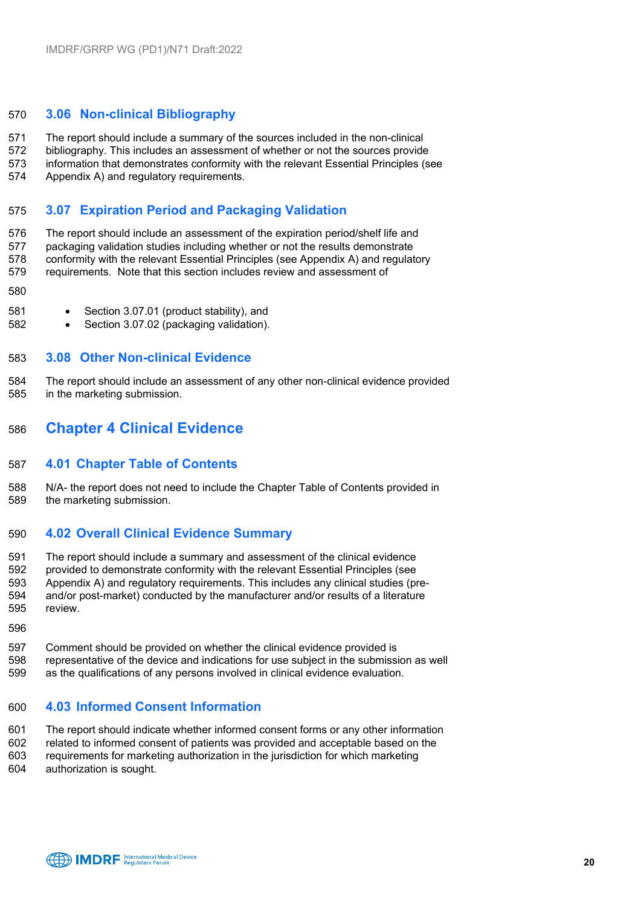## 3.06 Non-clinical Bibliography

The report should include a summary of the sources included in the non-clinical bibliography. This includes an assessment of whether or not the sources provide information that demonstrates conformity with the relevant Essential Principles (see Appendix A) and regulatory requirements.

## 3.07 Expiration Period and Packaging Validation

The report should include an assessment of the expiration period/shelf life and packaging validation studies including whether or not the results demonstrate conformity with the relevant Essential Principles (see Appendix A) and regulatory requirements. Note that this section includes review and assessment of

- Section 3.07.01 (product stability), and
- Section 3.07.02 (packaging validation).

## 3.08 Other Non-clinical Evidence

The report should include an assessment of any other non-clinical evidence provided in the marketing submission.

# Chapter 4 Clinical Evidence

## 4.01 Chapter Table of Contents

N/A- the report does not need to include the Chapter Table of Contents provided in the marketing submission.

## 4.02 Overall Clinical Evidence Summary

The report should include a summary and assessment of the clinical evidence provided to demonstrate conformity with the relevant Essential Principles (see Appendix A) and regulatory requirements. This includes any clinical studies (pre- and/or post-market) conducted by the manufacturer and/or results of a literature review.

Comment should be provided on whether the clinical evidence provided is representative of the device and indications for use subject in the submission as well as the qualifications of any persons involved in clinical evidence evaluation.

## 4.03 Informed Consent Information

The report should indicate whether informed consent forms or any other information related to informed consent of patients was provided and acceptable based on the requirements for marketing authorization in the jurisdiction for which marketing authorization is sought.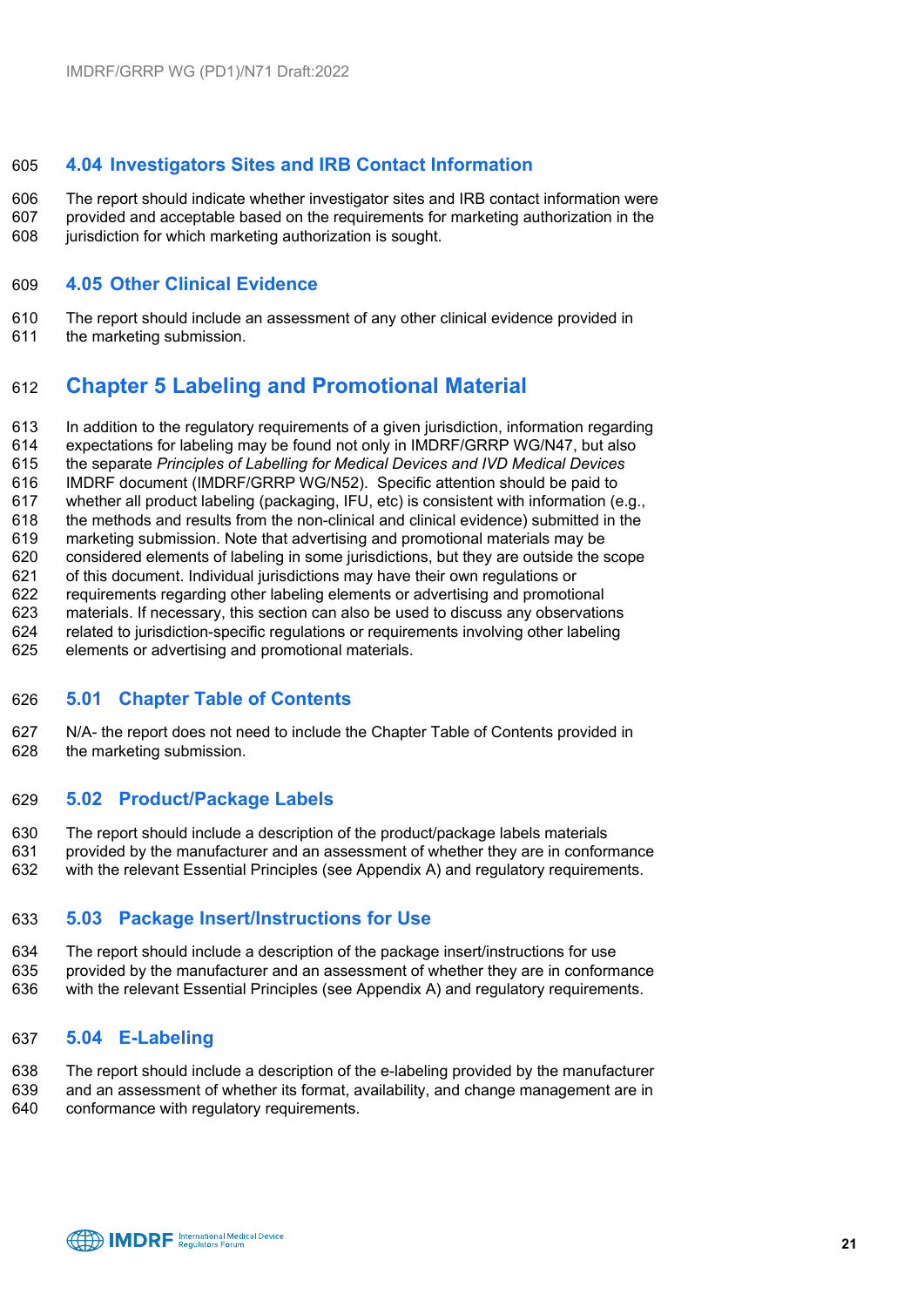### 4.04 Investigators Sites and IRB Contact Information

The report should indicate whether investigator sites and IRB contact information were provided and acceptable based on the requirements for marketing authorization in the jurisdiction for which marketing authorization is sought.

### 4.05 Other Clinical Evidence

The report should include an assessment of any other clinical evidence provided in the marketing submission.

## Chapter 5 Labeling and Promotional Material

In addition to the regulatory requirements of a given jurisdiction, information regarding expectations for labeling may be found not only in IMDRF/GRRP WG/N47, but also the separate *Principles of Labelling for Medical Devices and IVD Medical Devices* IMDRF document (IMDRF/GRRP WG/N52). Specific attention should be paid to whether all product labeling (packaging, IFU, etc) is consistent with information (e.g., the methods and results from the non-clinical and clinical evidence) submitted in the marketing submission. Note that advertising and promotional materials may be considered elements of labeling in some jurisdictions, but they are outside the scope of this document. Individual jurisdictions may have their own regulations or requirements regarding other labeling elements or advertising and promotional materials. If necessary, this section can also be used to discuss any observations related to jurisdiction-specific regulations or requirements involving other labeling elements or advertising and promotional materials.

### 5.01 Chapter Table of Contents

N/A- the report does not need to include the Chapter Table of Contents provided in the marketing submission.

### 5.02 Product/Package Labels

The report should include a description of the product/package labels materials provided by the manufacturer and an assessment of whether they are in conformance with the relevant Essential Principles (see Appendix A) and regulatory requirements.

### 5.03 Package Insert/Instructions for Use

The report should include a description of the package insert/instructions for use provided by the manufacturer and an assessment of whether they are in conformance with the relevant Essential Principles (see Appendix A) and regulatory requirements.

### 5.04 E-Labeling

The report should include a description of the e-labeling provided by the manufacturer and an assessment of whether its format, availability, and change management are in conformance with regulatory requirements.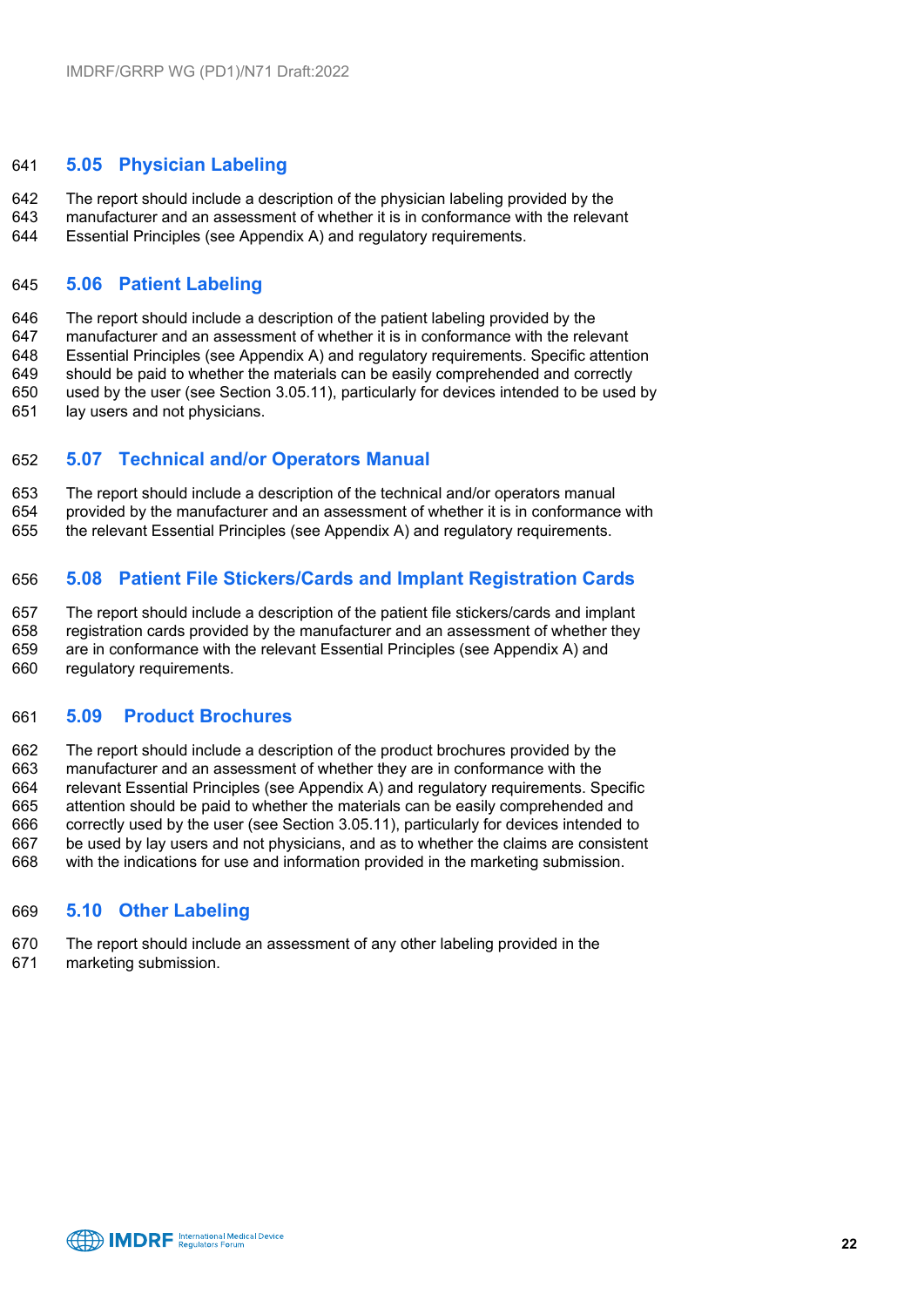### 5.05 Physician Labeling

The report should include a description of the physician labeling provided by the manufacturer and an assessment of whether it is in conformance with the relevant Essential Principles (see Appendix A) and regulatory requirements.

### 5.06 Patient Labeling

The report should include a description of the patient labeling provided by the manufacturer and an assessment of whether it is in conformance with the relevant Essential Principles (see Appendix A) and regulatory requirements. Specific attention should be paid to whether the materials can be easily comprehended and correctly used by the user (see Section 3.05.11), particularly for devices intended to be used by lay users and not physicians.

### 5.07 Technical and/or Operators Manual

The report should include a description of the technical and/or operators manual provided by the manufacturer and an assessment of whether it is in conformance with the relevant Essential Principles (see Appendix A) and regulatory requirements.

### 5.08 Patient File Stickers/Cards and Implant Registration Cards

The report should include a description of the patient file stickers/cards and implant registration cards provided by the manufacturer and an assessment of whether they are in conformance with the relevant Essential Principles (see Appendix A) and regulatory requirements.

### 5.09 Product Brochures

The report should include a description of the product brochures provided by the manufacturer and an assessment of whether they are in conformance with the relevant Essential Principles (see Appendix A) and regulatory requirements. Specific attention should be paid to whether the materials can be easily comprehended and correctly used by the user (see Section 3.05.11), particularly for devices intended to be used by lay users and not physicians, and as to whether the claims are consistent with the indications for use and information provided in the marketing submission.

### 5.10 Other Labeling

The report should include an assessment of any other labeling provided in the marketing submission.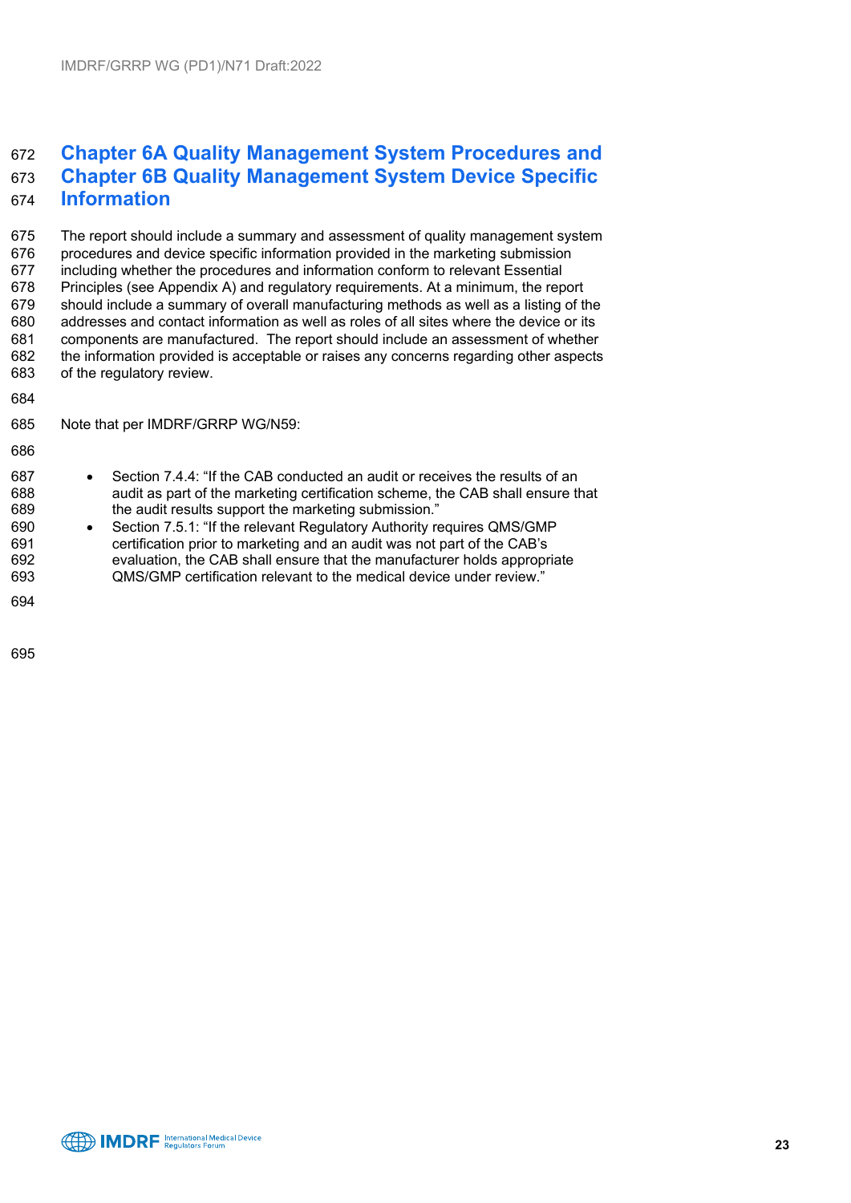# Chapter 6A Quality Management System Procedures and Chapter 6B Quality Management System Device Specific Information

The report should include a summary and assessment of quality management system procedures and device specific information provided in the marketing submission including whether the procedures and information conform to relevant Essential Principles (see Appendix A) and regulatory requirements. At a minimum, the report should include a summary of overall manufacturing methods as well as a listing of the addresses and contact information as well as roles of all sites where the device or its components are manufactured. The report should include an assessment of whether the information provided is acceptable or raises any concerns regarding other aspects of the regulatory review.

Note that per IMDRF/GRRP WG/N59:

- Section 7.4.4: "If the CAB conducted an audit or receives the results of an audit as part of the marketing certification scheme, the CAB shall ensure that the audit results support the marketing submission."
- Section 7.5.1: "If the relevant Regulatory Authority requires QMS/GMP certification prior to marketing and an audit was not part of the CAB's evaluation, the CAB shall ensure that the manufacturer holds appropriate QMS/GMP certification relevant to the medical device under review."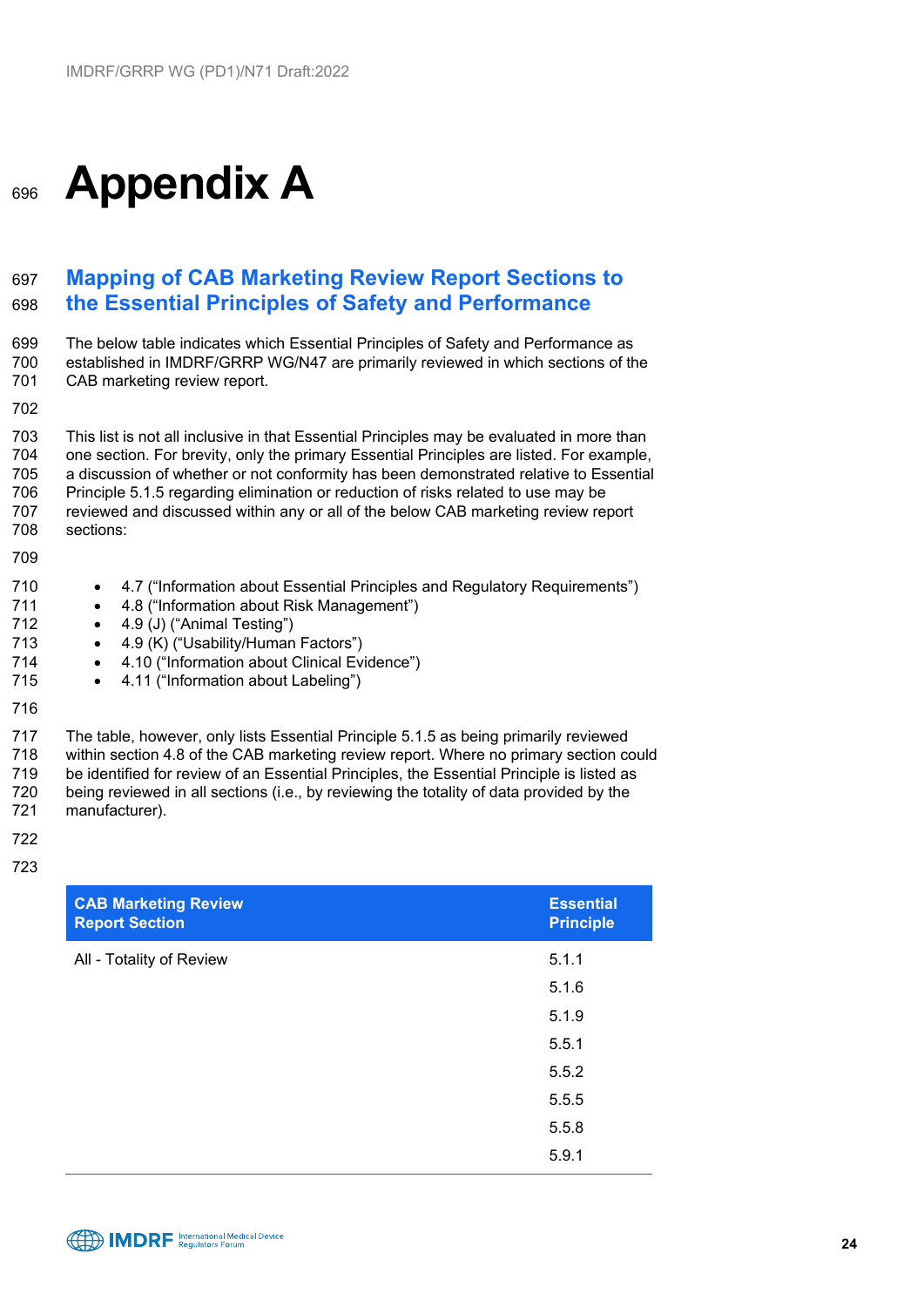# Appendix A

## Mapping of CAB Marketing Review Report Sections to the Essential Principles of Safety and Performance

The below table indicates which Essential Principles of Safety and Performance as established in IMDRF/GRRP WG/N47 are primarily reviewed in which sections of the CAB marketing review report.

This list is not all inclusive in that Essential Principles may be evaluated in more than one section. For brevity, only the primary Essential Principles are listed. For example, a discussion of whether or not conformity has been demonstrated relative to Essential Principle 5.1.5 regarding elimination or reduction of risks related to use may be reviewed and discussed within any or all of the below CAB marketing review report sections:

- 4.7 ("Information about Essential Principles and Regulatory Requirements")
- 4.8 ("Information about Risk Management")
- 4.9 (J) ("Animal Testing")
- 4.9 (K) ("Usability/Human Factors")
- 4.10 ("Information about Clinical Evidence")
- 4.11 ("Information about Labeling")

The table, however, only lists Essential Principle 5.1.5 as being primarily reviewed within section 4.8 of the CAB marketing review report. Where no primary section could be identified for review of an Essential Principles, the Essential Principle is listed as being reviewed in all sections (i.e., by reviewing the totality of data provided by the manufacturer).

| CAB Marketing Review Report Section | Essential Principle |
|---|---|
| All - Totality of Review | 5.1.1 |
| | 5.1.6 |
| | 5.1.9 |
| | 5.5.1 |
| | 5.5.2 |
| | 5.5.5 |
| | 5.5.8 |
| | 5.9.1 |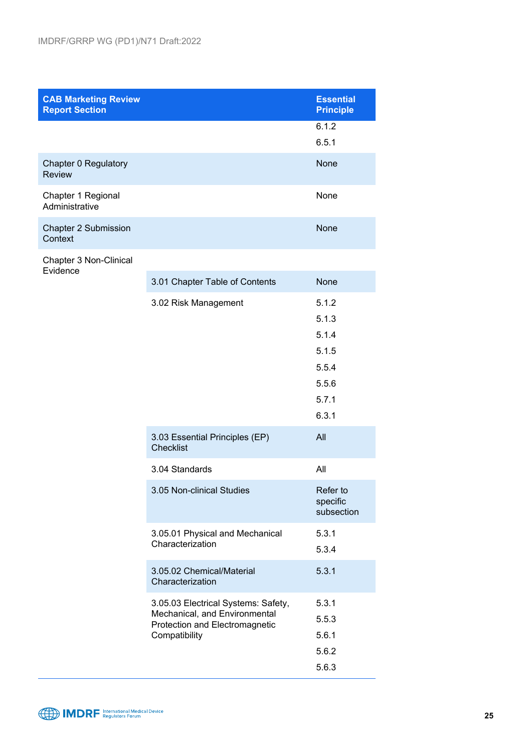| CAB Marketing Review Report Section | | Essential Principle |
|---|---|---|
| | | 6.1.2<br>6.5.1 |
| Chapter 0 Regulatory Review | | None |
| Chapter 1 Regional Administrative | | None |
| Chapter 2 Submission Context | | None |
| Chapter 3 Non-Clinical Evidence | | |
| | 3.01 Chapter Table of Contents | None |
| | 3.02 Risk Management | 5.1.2<br>5.1.3<br>5.1.4<br>5.1.5<br>5.5.4<br>5.5.6<br>5.7.1<br>6.3.1 |
| | 3.03 Essential Principles (EP) Checklist | All |
| | 3.04 Standards | All |
| | 3.05 Non-clinical Studies | Refer to specific subsection |
| | 3.05.01 Physical and Mechanical Characterization | 5.3.1<br>5.3.4 |
| | 3.05.02 Chemical/Material Characterization | 5.3.1 |
| | 3.05.03 Electrical Systems: Safety, Mechanical, and Environmental Protection and Electromagnetic Compatibility | 5.3.1<br>5.5.3<br>5.6.1<br>5.6.2<br>5.6.3 |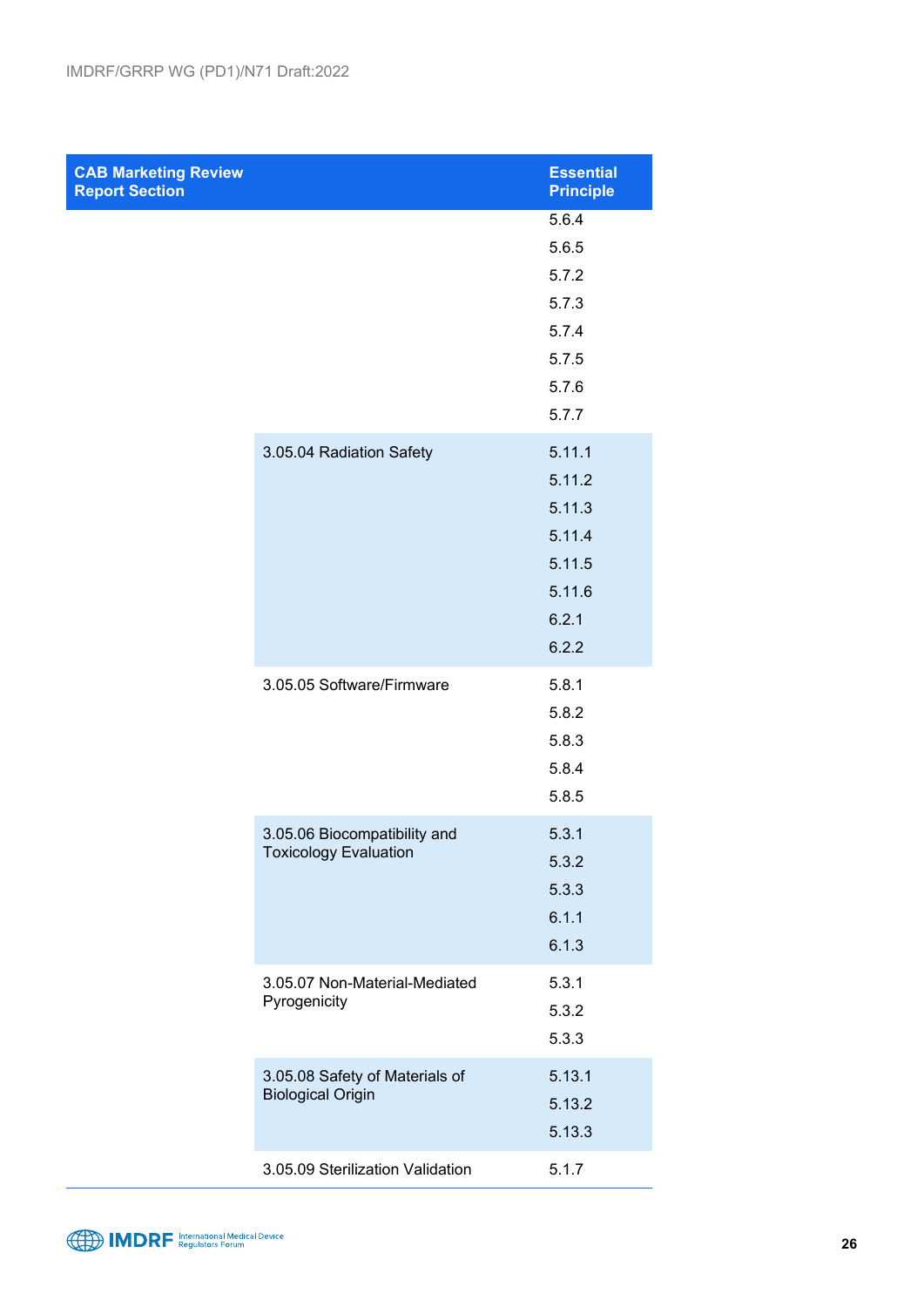| CAB Marketing Review Report Section | | Essential Principle |
|---|---|---|
| | | 5.6.4<br>5.6.5<br>5.7.2<br>5.7.3<br>5.7.4<br>5.7.5<br>5.7.6<br>5.7.7 |
| | 3.05.04 Radiation Safety | 5.11.1<br>5.11.2<br>5.11.3<br>5.11.4<br>5.11.5<br>5.11.6<br>6.2.1<br>6.2.2 |
| | 3.05.05 Software/Firmware | 5.8.1<br>5.8.2<br>5.8.3<br>5.8.4<br>5.8.5 |
| | 3.05.06 Biocompatibility and Toxicology Evaluation | 5.3.1<br>5.3.2<br>5.3.3<br>6.1.1<br>6.1.3 |
| | 3.05.07 Non-Material-Mediated Pyrogenicity | 5.3.1<br>5.3.2<br>5.3.3 |
| | 3.05.08 Safety of Materials of Biological Origin | 5.13.1<br>5.13.2<br>5.13.3 |
| | 3.05.09 Sterilization Validation | 5.1.7 |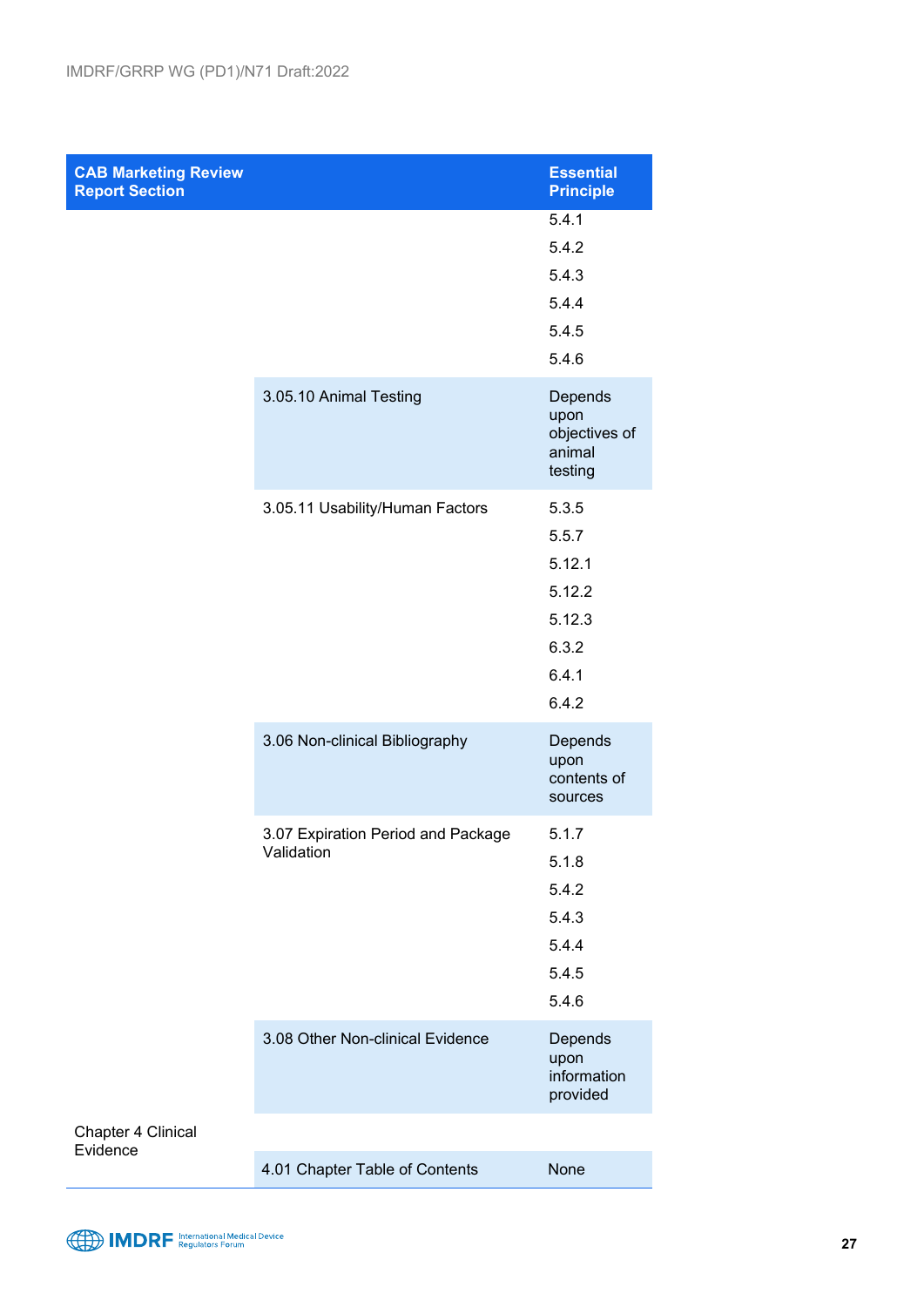| CAB Marketing Review Report Section | | Essential Principle |
|---|---|---|
| | | 5.4.1<br>5.4.2<br>5.4.3<br>5.4.4<br>5.4.5<br>5.4.6 |
| | 3.05.10 Animal Testing | Depends upon objectives of animal testing |
| | 3.05.11 Usability/Human Factors | 5.3.5<br>5.5.7<br>5.12.1<br>5.12.2<br>5.12.3<br>6.3.2<br>6.4.1<br>6.4.2 |
| | 3.06 Non-clinical Bibliography | Depends upon contents of sources |
| | 3.07 Expiration Period and Package Validation | 5.1.7<br>5.1.8<br>5.4.2<br>5.4.3<br>5.4.4<br>5.4.5<br>5.4.6 |
| | 3.08 Other Non-clinical Evidence | Depends upon information provided |
| Chapter 4 Clinical Evidence | | |
| | 4.01 Chapter Table of Contents | None |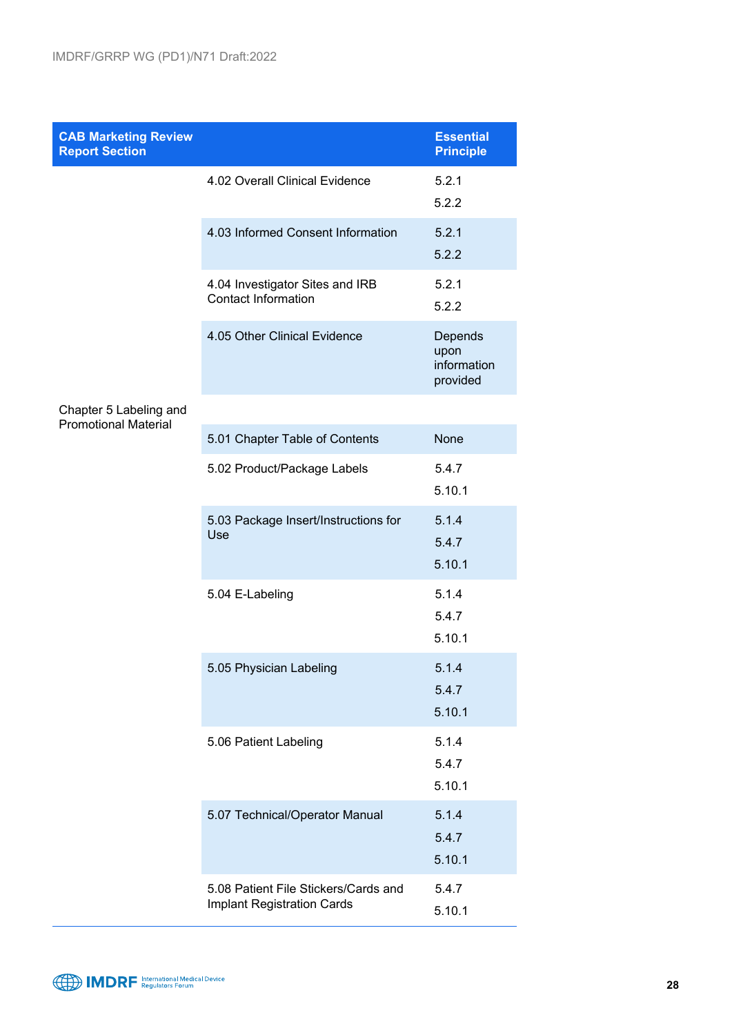| CAB Marketing Review Report Section | | Essential Principle |
|---|---|---|
| | 4.02 Overall Clinical Evidence | 5.2.1<br>5.2.2 |
| | 4.03 Informed Consent Information | 5.2.1<br>5.2.2 |
| | 4.04 Investigator Sites and IRB Contact Information | 5.2.1<br>5.2.2 |
| | 4.05 Other Clinical Evidence | Depends upon information provided |
| Chapter 5 Labeling and Promotional Material | | |
| | 5.01 Chapter Table of Contents | None |
| | 5.02 Product/Package Labels | 5.4.7<br>5.10.1 |
| | 5.03 Package Insert/Instructions for Use | 5.1.4<br>5.4.7<br>5.10.1 |
| | 5.04 E-Labeling | 5.1.4<br>5.4.7<br>5.10.1 |
| | 5.05 Physician Labeling | 5.1.4<br>5.4.7<br>5.10.1 |
| | 5.06 Patient Labeling | 5.1.4<br>5.4.7<br>5.10.1 |
| | 5.07 Technical/Operator Manual | 5.1.4<br>5.4.7<br>5.10.1 |
| | 5.08 Patient File Stickers/Cards and Implant Registration Cards | 5.4.7<br>5.10.1 |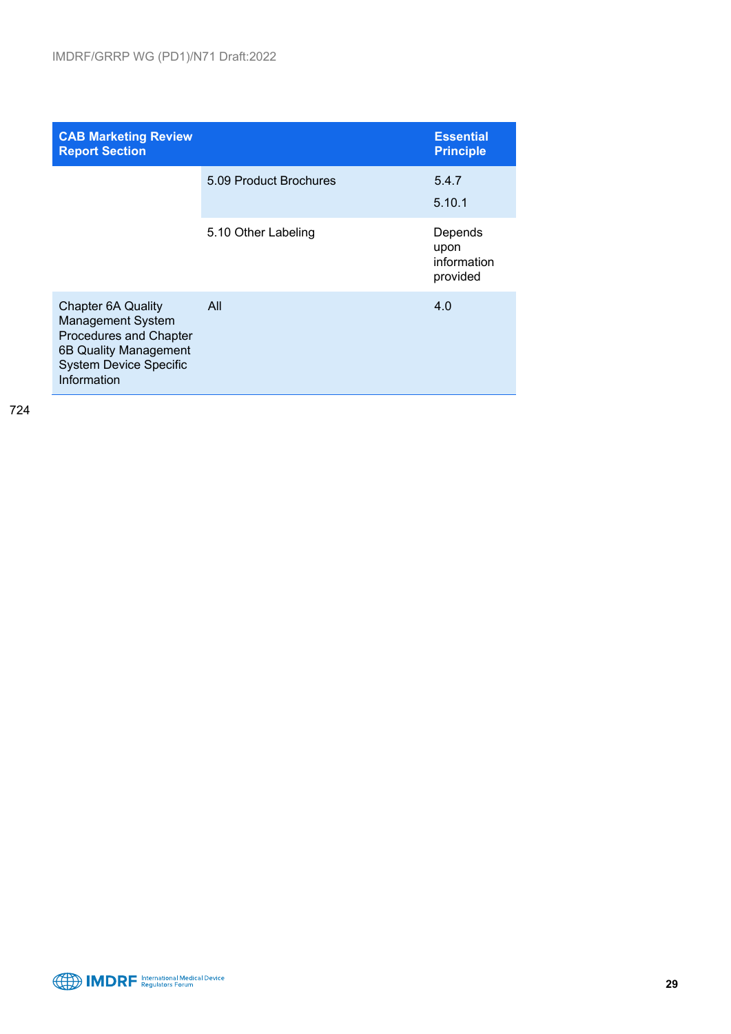| CAB Marketing Review Report Section | | Essential Principle |
|---|---|---|
| | 5.09 Product Brochures | 5.4.7<br>5.10.1 |
| | 5.10 Other Labeling | Depends upon information provided |
| Chapter 6A Quality Management System Procedures and Chapter 6B Quality Management System Device Specific Information | All | 4.0 |

724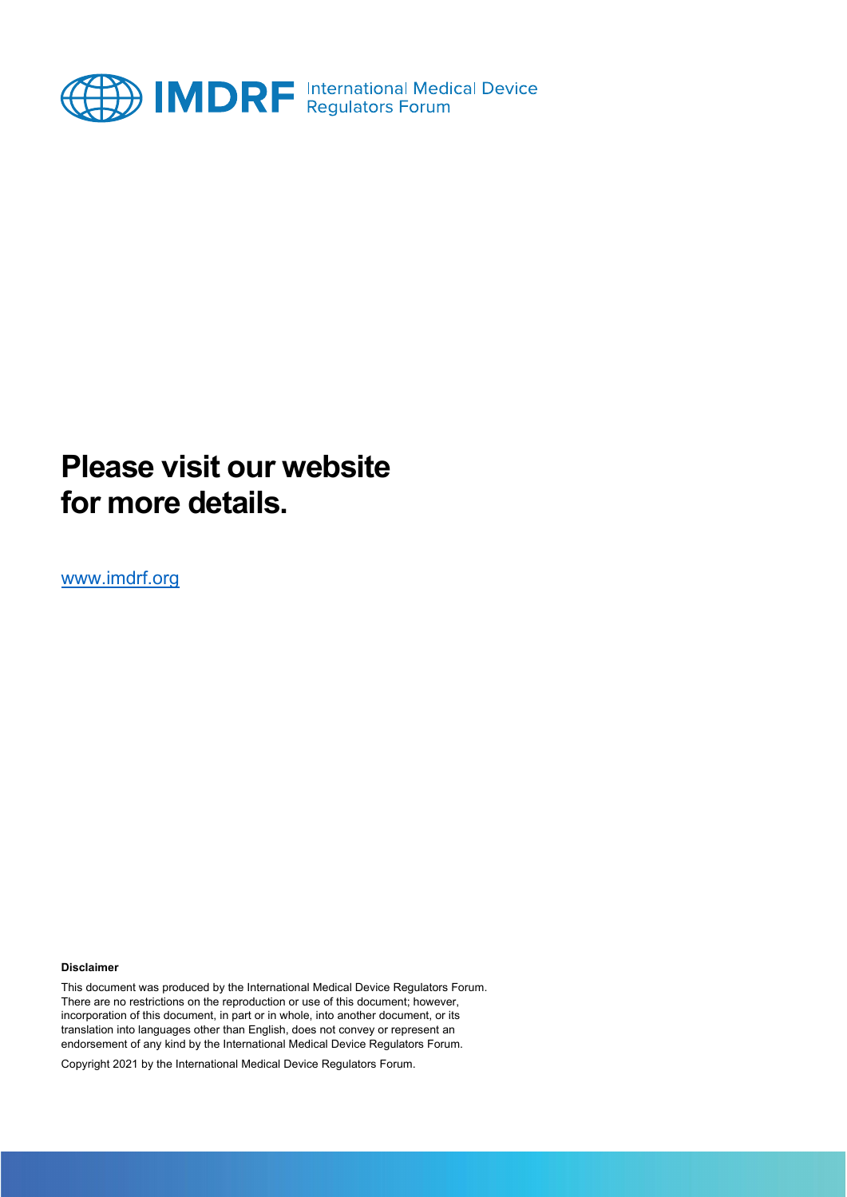IMDRF International Medical Device Regulators Forum

# Please visit our website for more details.

[www.imdrf.org](http://www.imdrf.org)

**Disclaimer**

This document was produced by the International Medical Device Regulators Forum. There are no restrictions on the reproduction or use of this document; however, incorporation of this document, in part or in whole, into another document, or its translation into languages other than English, does not convey or represent an endorsement of any kind by the International Medical Device Regulators Forum.

Copyright 2021 by the International Medical Device Regulators Forum.